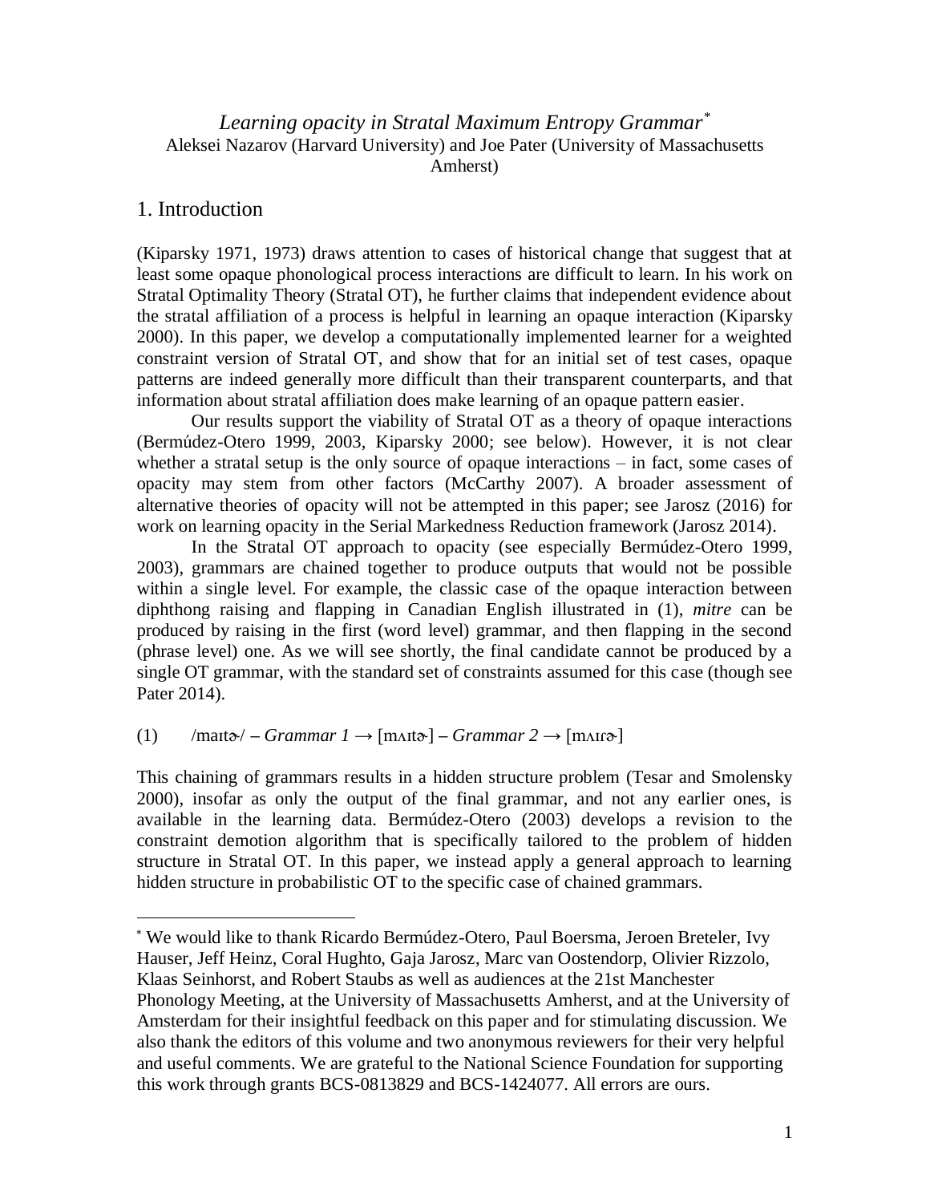# *Learning opacity in Stratal Maximum Entropy Grammar*[*]

Aleksei Nazarov (Harvard University) and Joe Pater (University of Massachusetts Amherst)

## 1. Introduction

(Kiparsky 1971, 1973) draws attention to cases of historical change that suggest that at least some opaque phonological process interactions are difficult to learn. In his work on Stratal Optimality Theory (Stratal OT), he further claims that independent evidence about the stratal affiliation of a process is helpful in learning an opaque interaction (Kiparsky 2000). In this paper, we develop a computationally implemented learner for a weighted constraint version of Stratal OT, and show that for an initial set of test cases, opaque patterns are indeed generally more difficult than their transparent counterparts, and that information about stratal affiliation does make learning of an opaque pattern easier.

Our results support the viability of Stratal OT as a theory of opaque interactions (Bermúdez-Otero 1999, 2003, Kiparsky 2000; see below). However, it is not clear whether a stratal setup is the only source of opaque interactions – in fact, some cases of opacity may stem from other factors (McCarthy 2007). A broader assessment of alternative theories of opacity will not be attempted in this paper; see Jarosz (2016) for work on learning opacity in the Serial Markedness Reduction framework (Jarosz 2014).

In the Stratal OT approach to opacity (see especially Bermúdez-Otero 1999, 2003), grammars are chained together to produce outputs that would not be possible within a single level. For example, the classic case of the opaque interaction between diphthong raising and flapping in Canadian English illustrated in (1), *mitre* can be produced by raising in the first (word level) grammar, and then flapping in the second (phrase level) one. As we will see shortly, the final candidate cannot be produced by a single OT grammar, with the standard set of constraints assumed for this case (though see Pater 2014).

(1) /maɪtɚ/ – *Grammar 1* → [mʌɪtɚ] – *Grammar 2* → [mʌɪɾɚ]

This chaining of grammars results in a hidden structure problem (Tesar and Smolensky 2000), insofar as only the output of the final grammar, and not any earlier ones, is available in the learning data. Bermúdez-Otero (2003) develops a revision to the constraint demotion algorithm that is specifically tailored to the problem of hidden structure in Stratal OT. In this paper, we instead apply a general approach to learning hidden structure in probabilistic OT to the specific case of chained grammars.

---

[*] We would like to thank Ricardo Bermúdez-Otero, Paul Boersma, Jeroen Breteler, Ivy Hauser, Jeff Heinz, Coral Hughto, Gaja Jarosz, Marc van Oostendorp, Olivier Rizzolo, Klaas Seinhorst, and Robert Staubs as well as audiences at the 21st Manchester Phonology Meeting, at the University of Massachusetts Amherst, and at the University of Amsterdam for their insightful feedback on this paper and for stimulating discussion. We also thank the editors of this volume and two anonymous reviewers for their very helpful and useful comments. We are grateful to the National Science Foundation for supporting this work through grants BCS-0813829 and BCS-1424077. All errors are ours.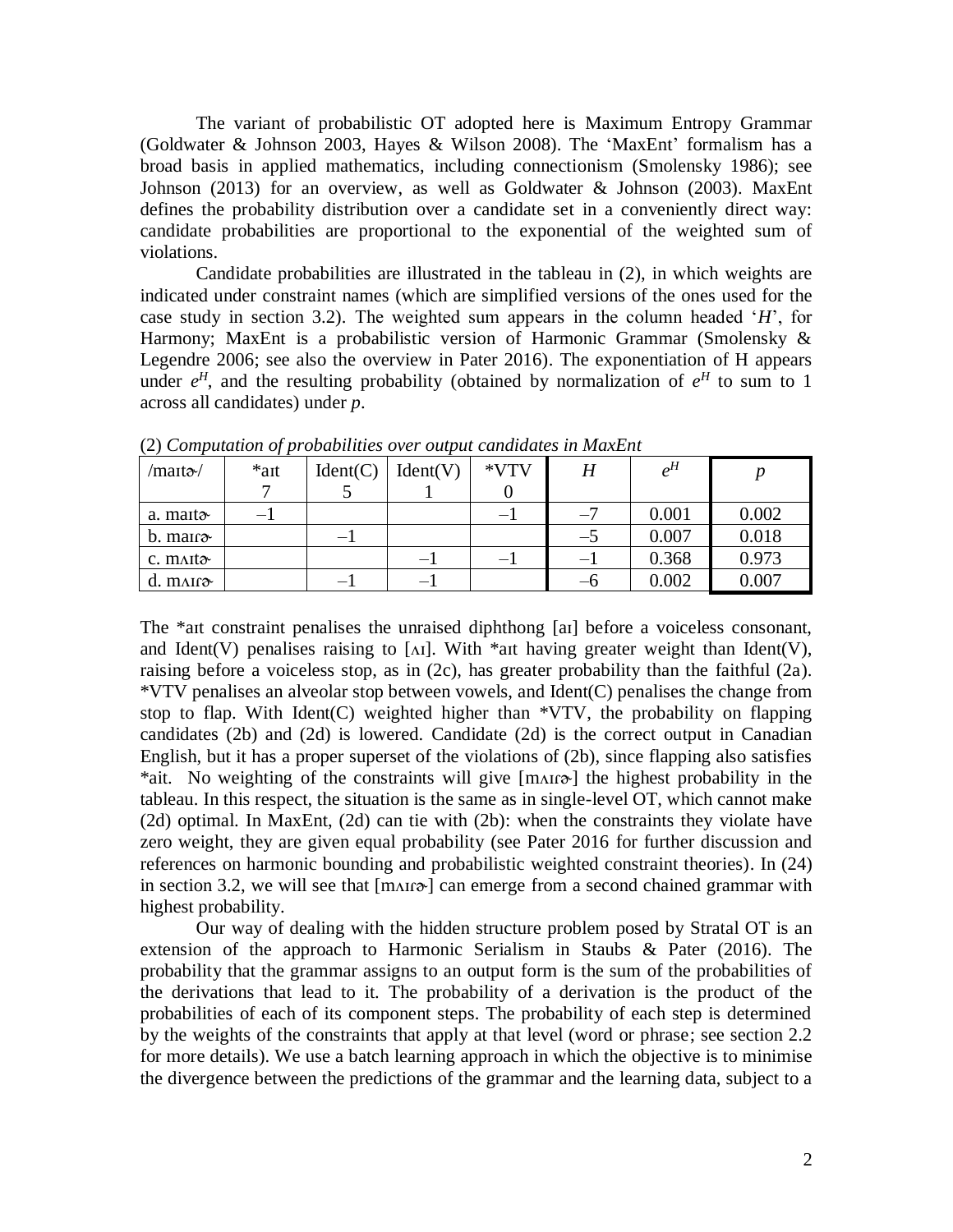The variant of probabilistic OT adopted here is Maximum Entropy Grammar (Goldwater & Johnson 2003, Hayes & Wilson 2008). The 'MaxEnt' formalism has a broad basis in applied mathematics, including connectionism (Smolensky 1986); see Johnson (2013) for an overview, as well as Goldwater & Johnson (2003). MaxEnt defines the probability distribution over a candidate set in a conveniently direct way: candidate probabilities are proportional to the exponential of the weighted sum of violations.

Candidate probabilities are illustrated in the tableau in (2), in which weights are indicated under constraint names (which are simplified versions of the ones used for the case study in section 3.2). The weighted sum appears in the column headed '*H*', for Harmony; MaxEnt is a probabilistic version of Harmonic Grammar (Smolensky & Legendre 2006; see also the overview in Pater 2016). The exponentiation of H appears under $e^H$, and the resulting probability (obtained by normalization of $e^H$ to sum to 1 across all candidates) under *p*.

(2) *Computation of probabilities over output candidates in MaxEnt*

| /maɪtɚ/ | *aɪt<br>7 | Ident(C)<br>5 | Ident(V)<br>1 | *VTV<br>0 | *H* | $e^H$ | *p* |
|---|---|---|---|---|---|---|---|
| a. maɪtɚ | –1 | | | –1 | –7 | 0.001 | 0.002 |
| b. maɪɾɚ | | –1 | | | –5 | 0.007 | 0.018 |
| c. mʌɪtɚ | | | –1 | –1 | –1 | 0.368 | 0.973 |
| d. mʌɪɾɚ | | –1 | –1 | | –6 | 0.002 | 0.007 |

The *aɪt constraint penalises the unraised diphthong [aɪ] before a voiceless consonant, and Ident(V) penalises raising to [ʌɪ]. With *aɪt having greater weight than Ident(V), raising before a voiceless stop, as in (2c), has greater probability than the faithful (2a). *VTV penalises an alveolar stop between vowels, and Ident(C) penalises the change from stop to flap. With Ident(C) weighted higher than *VTV, the probability on flapping candidates (2b) and (2d) is lowered. Candidate (2d) is the correct output in Canadian English, but it has a proper superset of the violations of (2b), since flapping also satisfies *ait. No weighting of the constraints will give [mʌɪɾɚ] the highest probability in the tableau. In this respect, the situation is the same as in single-level OT, which cannot make (2d) optimal. In MaxEnt, (2d) can tie with (2b): when the constraints they violate have zero weight, they are given equal probability (see Pater 2016 for further discussion and references on harmonic bounding and probabilistic weighted constraint theories). In (24) in section 3.2, we will see that [mʌɪɾɚ] can emerge from a second chained grammar with highest probability.

Our way of dealing with the hidden structure problem posed by Stratal OT is an extension of the approach to Harmonic Serialism in Staubs & Pater (2016). The probability that the grammar assigns to an output form is the sum of the probabilities of the derivations that lead to it. The probability of a derivation is the product of the probabilities of each of its component steps. The probability of each step is determined by the weights of the constraints that apply at that level (word or phrase; see section 2.2 for more details). We use a batch learning approach in which the objective is to minimise the divergence between the predictions of the grammar and the learning data, subject to a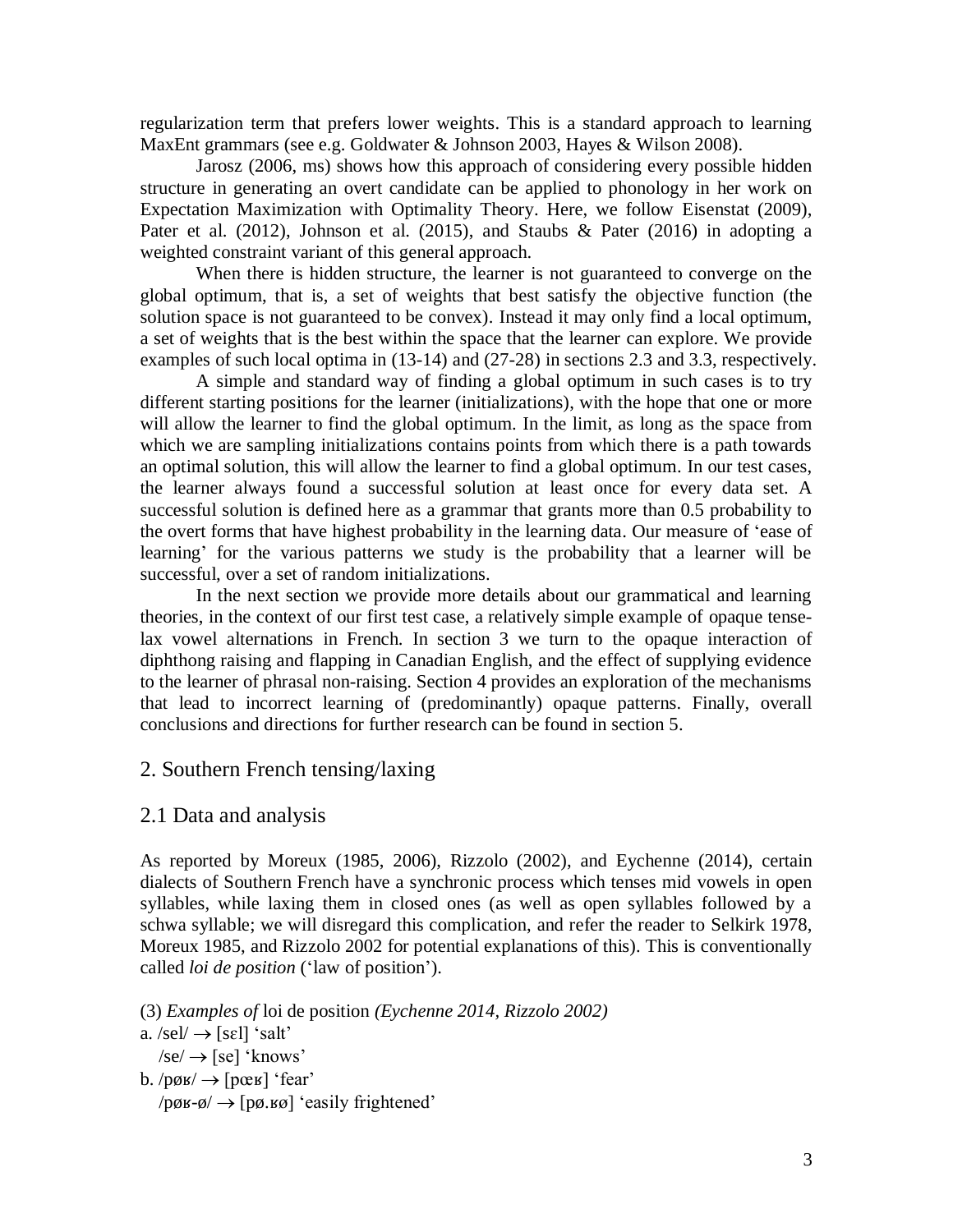regularization term that prefers lower weights. This is a standard approach to learning MaxEnt grammars (see e.g. Goldwater & Johnson 2003, Hayes & Wilson 2008).

Jarosz (2006, ms) shows how this approach of considering every possible hidden structure in generating an overt candidate can be applied to phonology in her work on Expectation Maximization with Optimality Theory. Here, we follow Eisenstat (2009), Pater et al. (2012), Johnson et al. (2015), and Staubs & Pater (2016) in adopting a weighted constraint variant of this general approach.

When there is hidden structure, the learner is not guaranteed to converge on the global optimum, that is, a set of weights that best satisfy the objective function (the solution space is not guaranteed to be convex). Instead it may only find a local optimum, a set of weights that is the best within the space that the learner can explore. We provide examples of such local optima in (13-14) and (27-28) in sections 2.3 and 3.3, respectively.

A simple and standard way of finding a global optimum in such cases is to try different starting positions for the learner (initializations), with the hope that one or more will allow the learner to find the global optimum. In the limit, as long as the space from which we are sampling initializations contains points from which there is a path towards an optimal solution, this will allow the learner to find a global optimum. In our test cases, the learner always found a successful solution at least once for every data set. A successful solution is defined here as a grammar that grants more than 0.5 probability to the overt forms that have highest probability in the learning data. Our measure of 'ease of learning' for the various patterns we study is the probability that a learner will be successful, over a set of random initializations.

In the next section we provide more details about our grammatical and learning theories, in the context of our first test case, a relatively simple example of opaque tense-lax vowel alternations in French. In section 3 we turn to the opaque interaction of diphthong raising and flapping in Canadian English, and the effect of supplying evidence to the learner of phrasal non-raising. Section 4 provides an exploration of the mechanisms that lead to incorrect learning of (predominantly) opaque patterns. Finally, overall conclusions and directions for further research can be found in section 5.

## 2. Southern French tensing/laxing

### 2.1 Data and analysis

As reported by Moreux (1985, 2006), Rizzolo (2002), and Eychenne (2014), certain dialects of Southern French have a synchronic process which tenses mid vowels in open syllables, while laxing them in closed ones (as well as open syllables followed by a schwa syllable; we will disregard this complication, and refer the reader to Selkirk 1978, Moreux 1985, and Rizzolo 2002 for potential explanations of this). This is conventionally called *loi de position* ('law of position').

(3) *Examples of* loi de position *(Eychenne 2014, Rizzolo 2002)*

a. /sel/ → [sɛl] 'salt'
   /se/ → [se] 'knows'

b. /pøʁ/ → [pœʁ] 'fear'
   /pøʁ-ø/ → [pø.ʁø] 'easily frightened'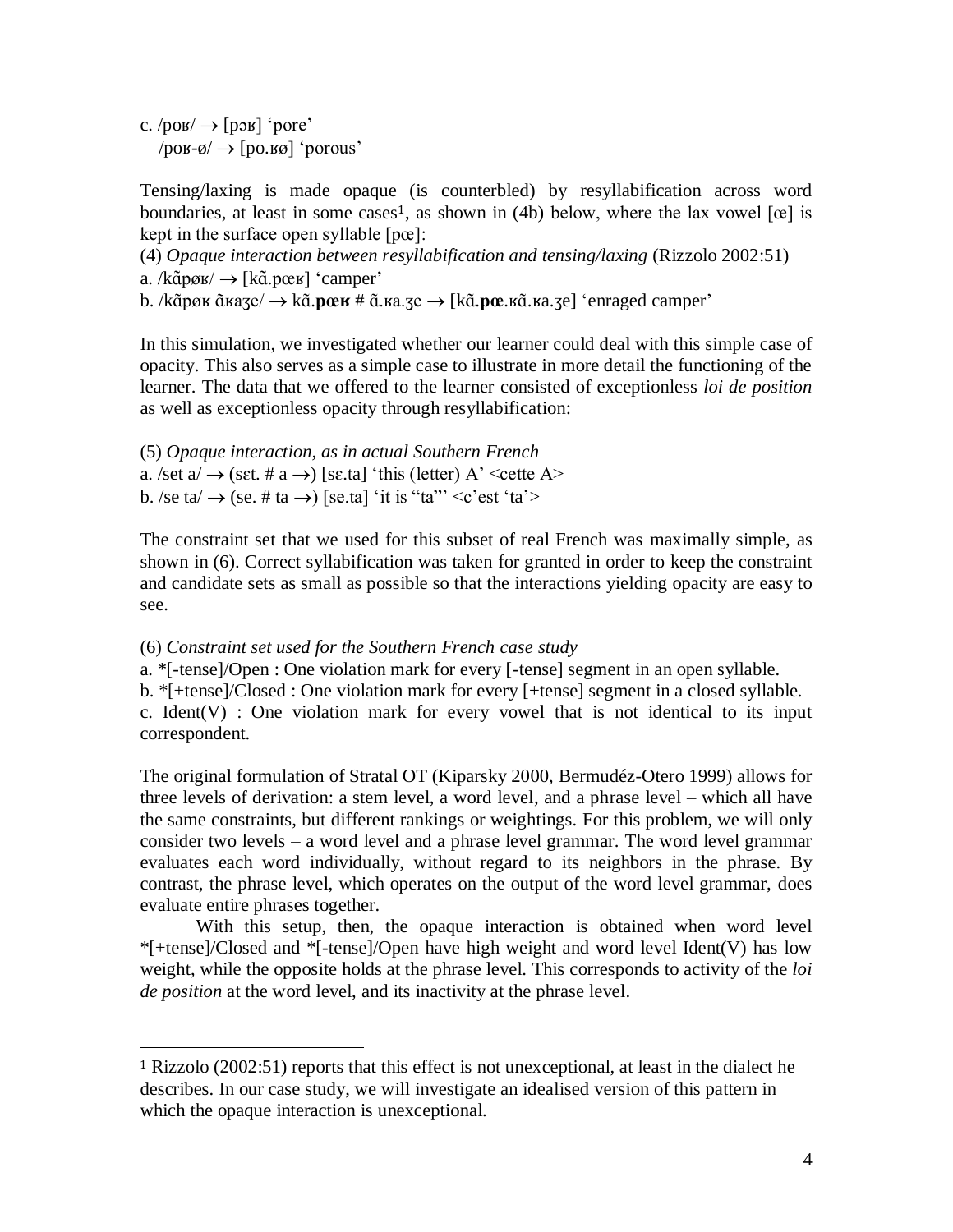c. /poʁ/ → [pɔʁ] 'pore'
   /poʁ-ø/ → [po.ʁø] 'porous'

Tensing/laxing is made opaque (is counterbled) by resyllabification across word boundaries, at least in some cases[1], as shown in (4b) below, where the lax vowel [œ] is kept in the surface open syllable [pœ]:

(4) *Opaque interaction between resyllabification and tensing/laxing* (Rizzolo 2002:51)
a. /kɑ̃pøʁ/ → [kɑ̃.pœʁ] 'camper'
b. /kɑ̃pøʁ ɑ̃ʁaʒe/ → kɑ̃.**pœʁ** # ɑ̃.ʁa.ʒe → [kɑ̃.**pœ**.ʁɑ̃.ʁa.ʒe] 'enraged camper'

In this simulation, we investigated whether our learner could deal with this simple case of opacity. This also serves as a simple case to illustrate in more detail the functioning of the learner. The data that we offered to the learner consisted of exceptionless *loi de position* as well as exceptionless opacity through resyllabification:

(5) *Opaque interaction, as in actual Southern French*
a. /set a/ → (sɛt. # a →) [sɛ.ta] 'this (letter) A' <cette A>
b. /se ta/ → (se. # ta →) [se.ta] 'it is "ta"' <c'est 'ta'>

The constraint set that we used for this subset of real French was maximally simple, as shown in (6). Correct syllabification was taken for granted in order to keep the constraint and candidate sets as small as possible so that the interactions yielding opacity are easy to see.

(6) *Constraint set used for the Southern French case study*
a. *[-tense]/Open : One violation mark for every [-tense] segment in an open syllable.
b. *[+tense]/Closed : One violation mark for every [+tense] segment in a closed syllable.
c. Ident(V) : One violation mark for every vowel that is not identical to its input correspondent.

The original formulation of Stratal OT (Kiparsky 2000, Bermudéz-Otero 1999) allows for three levels of derivation: a stem level, a word level, and a phrase level – which all have the same constraints, but different rankings or weightings. For this problem, we will only consider two levels – a word level and a phrase level grammar. The word level grammar evaluates each word individually, without regard to its neighbors in the phrase. By contrast, the phrase level, which operates on the output of the word level grammar, does evaluate entire phrases together.

With this setup, then, the opaque interaction is obtained when word level *[+tense]/Closed and *[-tense]/Open have high weight and word level Ident(V) has low weight, while the opposite holds at the phrase level. This corresponds to activity of the *loi de position* at the word level, and its inactivity at the phrase level.

[1] Rizzolo (2002:51) reports that this effect is not unexceptional, at least in the dialect he describes. In our case study, we will investigate an idealised version of this pattern in which the opaque interaction is unexceptional.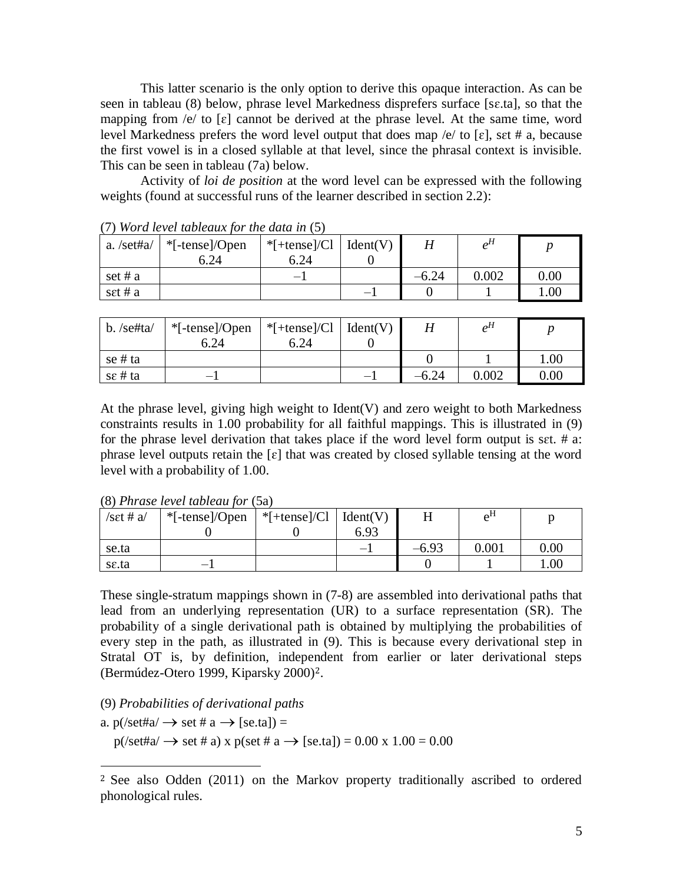This latter scenario is the only option to derive this opaque interaction. As can be seen in tableau (8) below, phrase level Markedness disprefers surface [sɛ.ta], so that the mapping from /e/ to [ɛ] cannot be derived at the phrase level. At the same time, word level Markedness prefers the word level output that does map /e/ to [ɛ], sɛt # a, because the first vowel is in a closed syllable at that level, since the phrasal context is invisible. This can be seen in tableau (7a) below.

Activity of *loi de position* at the word level can be expressed with the following weights (found at successful runs of the learner described in section 2.2):

(7) *Word level tableaux for the data in* (5)

| a. /set#a/ | *[-tense]/Open 6.24 | *[+tense]/Cl 6.24 | Ident(V) 0 | $H$ | $e^H$ | $p$ |
|---|---|---|---|---|---|---|
| set # a | | –1 | | –6.24 | 0.002 | 0.00 |
| sɛt # a | | | –1 | 0 | 1 | 1.00 |

| b. /se#ta/ | *[-tense]/Open 6.24 | *[+tense]/Cl 6.24 | Ident(V) 0 | $H$ | $e^H$ | $p$ |
|---|---|---|---|---|---|---|
| se # ta | | | | 0 | 1 | 1.00 |
| sɛ # ta | –1 | | –1 | –6.24 | 0.002 | 0.00 |

At the phrase level, giving high weight to Ident(V) and zero weight to both Markedness constraints results in 1.00 probability for all faithful mappings. This is illustrated in (9) for the phrase level derivation that takes place if the word level form output is sɛt. # a: phrase level outputs retain the [ɛ] that was created by closed syllable tensing at the word level with a probability of 1.00.

(8) *Phrase level tableau for* (5a)

| /sɛt # a/ | *[-tense]/Open 0 | *[+tense]/Cl 0 | Ident(V) 6.93 | H | $e^H$ | p |
|---|---|---|---|---|---|---|
| se.ta | | | –1 | –6.93 | 0.001 | 0.00 |
| sɛ.ta | –1 | | | 0 | 1 | 1.00 |

These single-stratum mappings shown in (7-8) are assembled into derivational paths that lead from an underlying representation (UR) to a surface representation (SR). The probability of a single derivational path is obtained by multiplying the probabilities of every step in the path, as illustrated in (9). This is because every derivational step in Stratal OT is, by definition, independent from earlier or later derivational steps (Bermúdez-Otero 1999, Kiparsky 2000)[2].

(9) *Probabilities of derivational paths*

a. p(/set#a/ → set # a → [se.ta]) =

p(/set#a/ → set # a) x p(set # a → [se.ta]) = 0.00 x 1.00 = 0.00

---

[2] See also Odden (2011) on the Markov property traditionally ascribed to ordered phonological rules.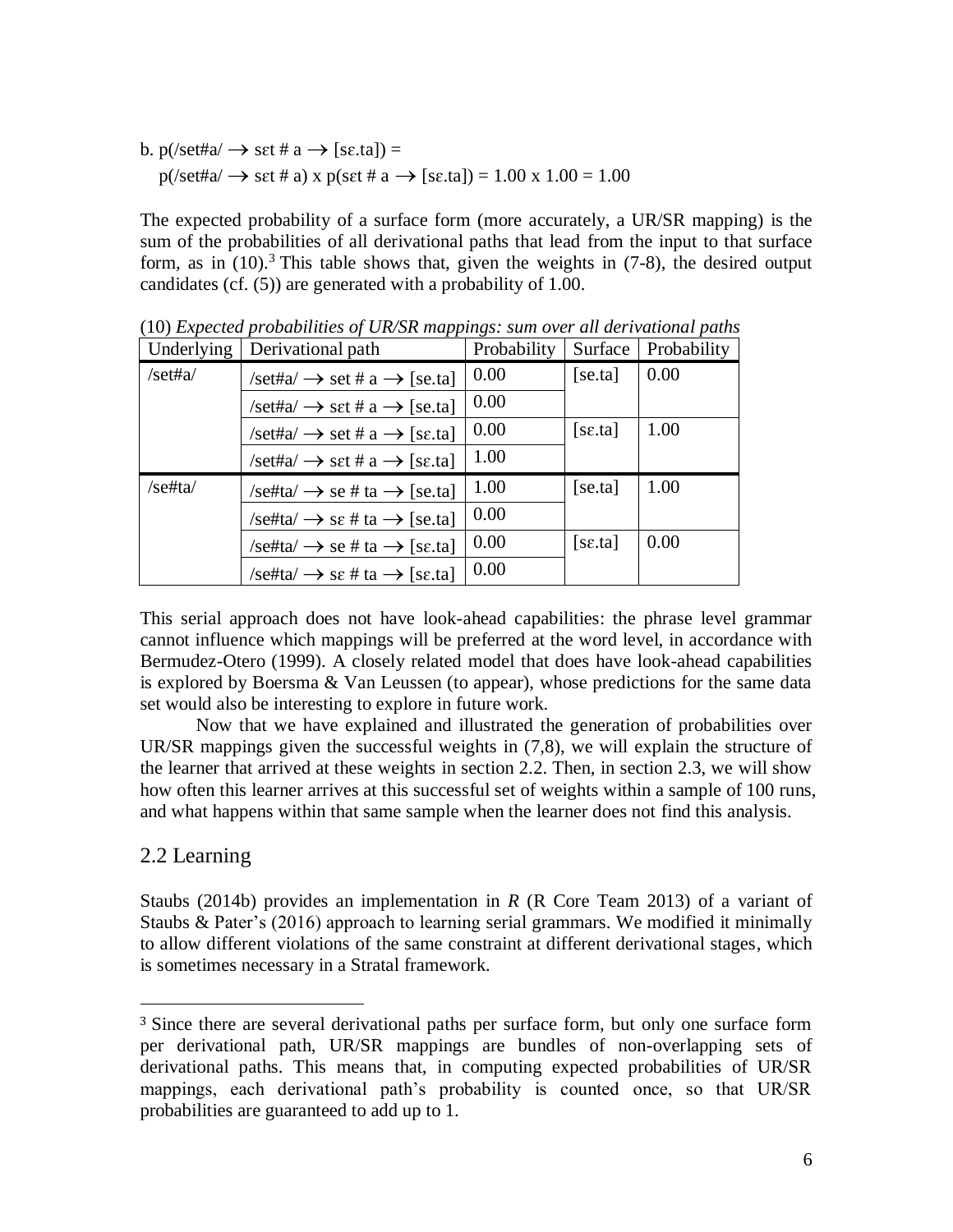b. p(/set#a/ → sɛt # a → [sɛ.ta]) =
   p(/set#a/ → sɛt # a) x p(sɛt # a → [sɛ.ta]) = 1.00 x 1.00 = 1.00

The expected probability of a surface form (more accurately, a UR/SR mapping) is the sum of the probabilities of all derivational paths that lead from the input to that surface form, as in (10).[3] This table shows that, given the weights in (7-8), the desired output candidates (cf. (5)) are generated with a probability of 1.00.

(10) *Expected probabilities of UR/SR mappings: sum over all derivational paths*

| Underlying | Derivational path | Probability | Surface | Probability |
|---|---|---|---|---|
| /set#a/ | /set#a/ → set # a → [se.ta] | 0.00 | [se.ta] | 0.00 |
| | /set#a/ → sɛt # a → [se.ta] | 0.00 | | |
| | /set#a/ → set # a → [sɛ.ta] | 0.00 | [sɛ.ta] | 1.00 |
| | /set#a/ → sɛt # a → [sɛ.ta] | 1.00 | | |
| /se#ta/ | /se#ta/ → se # ta → [se.ta] | 1.00 | [se.ta] | 1.00 |
| | /se#ta/ → sɛ # ta → [se.ta] | 0.00 | | |
| | /se#ta/ → se # ta → [sɛ.ta] | 0.00 | [sɛ.ta] | 0.00 |
| | /se#ta/ → sɛ # ta → [sɛ.ta] | 0.00 | | |

This serial approach does not have look-ahead capabilities: the phrase level grammar cannot influence which mappings will be preferred at the word level, in accordance with Bermudez-Otero (1999). A closely related model that does have look-ahead capabilities is explored by Boersma & Van Leussen (to appear), whose predictions for the same data set would also be interesting to explore in future work.

Now that we have explained and illustrated the generation of probabilities over UR/SR mappings given the successful weights in (7,8), we will explain the structure of the learner that arrived at these weights in section 2.2. Then, in section 2.3, we will show how often this learner arrives at this successful set of weights within a sample of 100 runs, and what happens within that same sample when the learner does not find this analysis.

## 2.2 Learning

Staubs (2014b) provides an implementation in *R* (R Core Team 2013) of a variant of Staubs & Pater's (2016) approach to learning serial grammars. We modified it minimally to allow different violations of the same constraint at different derivational stages, which is sometimes necessary in a Stratal framework.

[3] Since there are several derivational paths per surface form, but only one surface form per derivational path, UR/SR mappings are bundles of non-overlapping sets of derivational paths. This means that, in computing expected probabilities of UR/SR mappings, each derivational path's probability is counted once, so that UR/SR probabilities are guaranteed to add up to 1.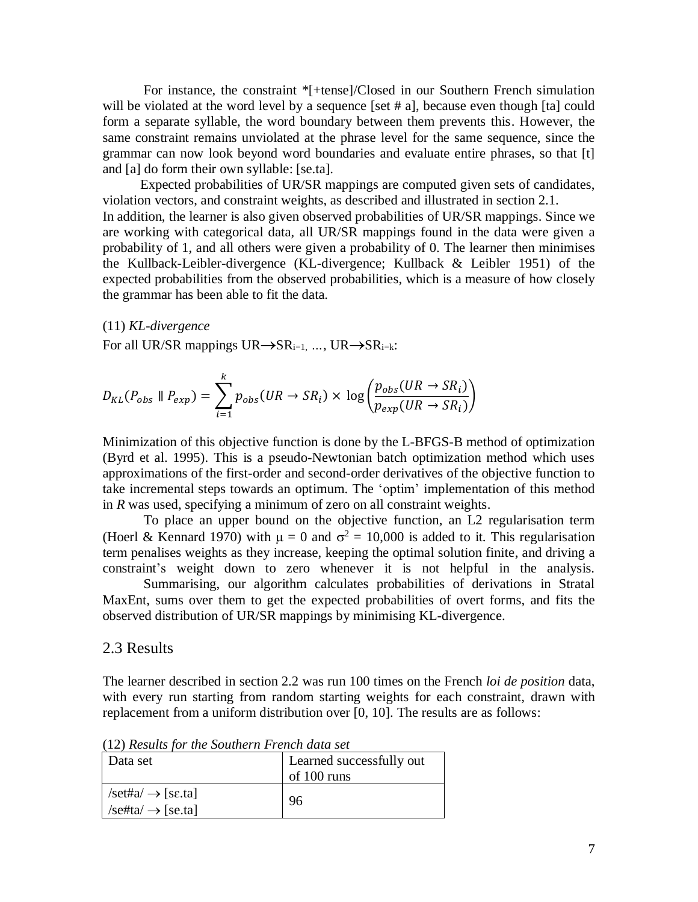For instance, the constraint *[+tense]/Closed in our Southern French simulation will be violated at the word level by a sequence [set # a], because even though [ta] could form a separate syllable, the word boundary between them prevents this. However, the same constraint remains unviolated at the phrase level for the same sequence, since the grammar can now look beyond word boundaries and evaluate entire phrases, so that [t] and [a] do form their own syllable: [se.ta].

Expected probabilities of UR/SR mappings are computed given sets of candidates, violation vectors, and constraint weights, as described and illustrated in section 2.1.
In addition, the learner is also given observed probabilities of UR/SR mappings. Since we are working with categorical data, all UR/SR mappings found in the data were given a probability of 1, and all others were given a probability of 0. The learner then minimises the Kullback-Leibler-divergence (KL-divergence; Kullback & Leibler 1951) of the expected probabilities from the observed probabilities, which is a measure of how closely the grammar has been able to fit the data.

(11) *KL-divergence*

For all UR/SR mappings $UR \rightarrow SR_{i=1}$, …, $UR \rightarrow SR_{i=k}$:

$$D_{KL}(P_{obs} \parallel P_{exp}) = \sum_{i=1}^{k} p_{obs}(UR \rightarrow SR_i) \times \log\left(\frac{p_{obs}(UR \rightarrow SR_i)}{p_{exp}(UR \rightarrow SR_i)}\right)$$

Minimization of this objective function is done by the L-BFGS-B method of optimization (Byrd et al. 1995). This is a pseudo-Newtonian batch optimization method which uses approximations of the first-order and second-order derivatives of the objective function to take incremental steps towards an optimum. The 'optim' implementation of this method in *R* was used, specifying a minimum of zero on all constraint weights.

To place an upper bound on the objective function, an L2 regularisation term (Hoerl & Kennard 1970) with $\mu = 0$ and $\sigma^2 = 10{,}000$ is added to it. This regularisation term penalises weights as they increase, keeping the optimal solution finite, and driving a constraint's weight down to zero whenever it is not helpful in the analysis.

Summarising, our algorithm calculates probabilities of derivations in Stratal MaxEnt, sums over them to get the expected probabilities of overt forms, and fits the observed distribution of UR/SR mappings by minimising KL-divergence.

## 2.3 Results

The learner described in section 2.2 was run 100 times on the French *loi de position* data, with every run starting from random starting weights for each constraint, drawn with replacement from a uniform distribution over [0, 10]. The results are as follows:

(12) *Results for the Southern French data set*

| Data set | Learned successfully out of 100 runs |
|---|---|
| /set#a/ → [sɛ.ta]<br>/se#ta/ → [se.ta] | 96 |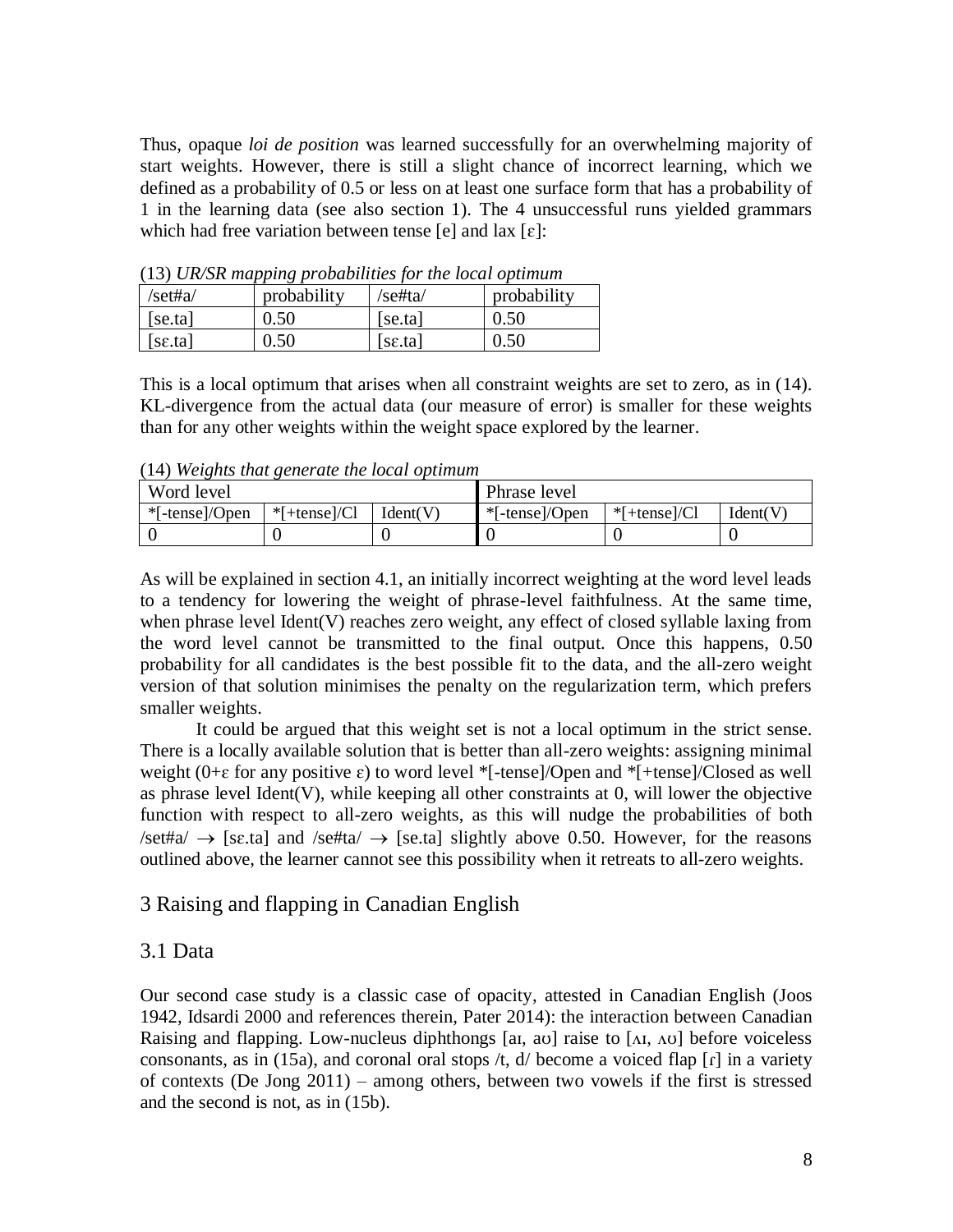Thus, opaque *loi de position* was learned successfully for an overwhelming majority of start weights. However, there is still a slight chance of incorrect learning, which we defined as a probability of 0.5 or less on at least one surface form that has a probability of 1 in the learning data (see also section 1). The 4 unsuccessful runs yielded grammars which had free variation between tense [e] and lax [ɛ]:

(13) *UR/SR mapping probabilities for the local optimum*

| /set#a/ | probability | /se#ta/ | probability |
|---|---|---|---|
| [se.ta] | 0.50 | [se.ta] | 0.50 |
| [sɛ.ta] | 0.50 | [sɛ.ta] | 0.50 |

This is a local optimum that arises when all constraint weights are set to zero, as in (14). KL-divergence from the actual data (our measure of error) is smaller for these weights than for any other weights within the weight space explored by the learner.

(14) *Weights that generate the local optimum*

| Word level | | | Phrase level | | |
|---|---|---|---|---|---|
| *[-tense]/Open | *[+tense]/Cl | Ident(V) | *[-tense]/Open | *[+tense]/Cl | Ident(V) |
| 0 | 0 | 0 | 0 | 0 | 0 |

As will be explained in section 4.1, an initially incorrect weighting at the word level leads to a tendency for lowering the weight of phrase-level faithfulness. At the same time, when phrase level Ident(V) reaches zero weight, any effect of closed syllable laxing from the word level cannot be transmitted to the final output. Once this happens, 0.50 probability for all candidates is the best possible fit to the data, and the all-zero weight version of that solution minimises the penalty on the regularization term, which prefers smaller weights.

It could be argued that this weight set is not a local optimum in the strict sense. There is a locally available solution that is better than all-zero weights: assigning minimal weight ($0+\varepsilon$ for any positive $\varepsilon$) to word level *[-tense]/Open and *[+tense]/Closed as well as phrase level Ident(V), while keeping all other constraints at 0, will lower the objective function with respect to all-zero weights, as this will nudge the probabilities of both /set#a/ $\rightarrow$ [sɛ.ta] and /se#ta/ $\rightarrow$ [se.ta] slightly above 0.50. However, for the reasons outlined above, the learner cannot see this possibility when it retreats to all-zero weights.

## 3 Raising and flapping in Canadian English

### 3.1 Data

Our second case study is a classic case of opacity, attested in Canadian English (Joos 1942, Idsardi 2000 and references therein, Pater 2014): the interaction between Canadian Raising and flapping. Low-nucleus diphthongs [aɪ, aʊ] raise to [ʌɪ, ʌʊ] before voiceless consonants, as in (15a), and coronal oral stops /t, d/ become a voiced flap [ɾ] in a variety of contexts (De Jong 2011) – among others, between two vowels if the first is stressed and the second is not, as in (15b).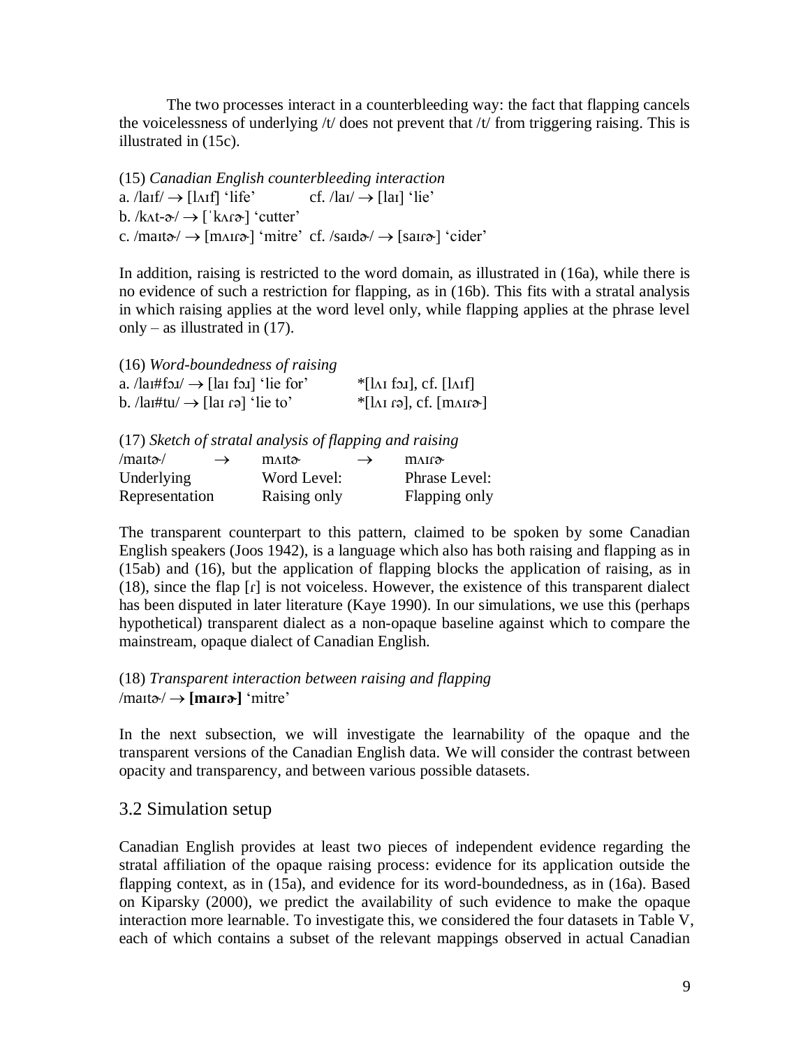The two processes interact in a counterbleeding way: the fact that flapping cancels the voicelessness of underlying /t/ does not prevent that /t/ from triggering raising. This is illustrated in (15c).

(15) *Canadian English counterbleeding interaction*
a. /laɪf/ → [lʌɪf] 'life' cf. /laɪ/ → [laɪ] 'lie'
b. /kʌt-ɚ/ → [ˈkʌɾɚ] 'cutter'
c. /maɪtɚ/ → [mʌɪɾɚ] 'mitre' cf. /saɪdɚ/ → [saɪɾɚ] 'cider'

In addition, raising is restricted to the word domain, as illustrated in (16a), while there is no evidence of such a restriction for flapping, as in (16b). This fits with a stratal analysis in which raising applies at the word level only, while flapping applies at the phrase level only – as illustrated in (17).

(16) *Word-boundedness of raising*
a. /laɪ#fɔɹ/ → [laɪ fɔɹ] 'lie for' *[lʌɪ fɔɹ], cf. [lʌɪf]
b. /laɪ#tu/ → [laɪ ɾə] 'lie to' *[lʌɪ ɾə], cf. [mʌɪɾɚ]

(17) *Sketch of stratal analysis of flapping and raising*

| /maɪtɚ/ | → | mʌɪtɚ | → | mʌɪɾɚ |
|---|---|---|---|---|
| Underlying Representation | | Word Level: Raising only | | Phrase Level: Flapping only |

The transparent counterpart to this pattern, claimed to be spoken by some Canadian English speakers (Joos 1942), is a language which also has both raising and flapping as in (15ab) and (16), but the application of flapping blocks the application of raising, as in (18), since the flap [ɾ] is not voiceless. However, the existence of this transparent dialect has been disputed in later literature (Kaye 1990). In our simulations, we use this (perhaps hypothetical) transparent dialect as a non-opaque baseline against which to compare the mainstream, opaque dialect of Canadian English.

(18) *Transparent interaction between raising and flapping*
/maɪtɚ/ → **[maɪɾɚ]** 'mitre'

In the next subsection, we will investigate the learnability of the opaque and the transparent versions of the Canadian English data. We will consider the contrast between opacity and transparency, and between various possible datasets.

## 3.2 Simulation setup

Canadian English provides at least two pieces of independent evidence regarding the stratal affiliation of the opaque raising process: evidence for its application outside the flapping context, as in (15a), and evidence for its word-boundedness, as in (16a). Based on Kiparsky (2000), we predict the availability of such evidence to make the opaque interaction more learnable. To investigate this, we considered the four datasets in Table V, each of which contains a subset of the relevant mappings observed in actual Canadian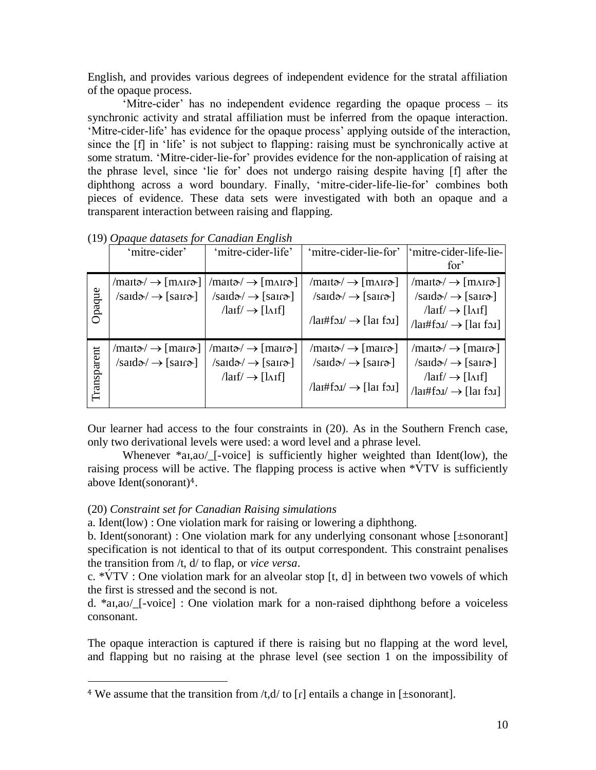English, and provides various degrees of independent evidence for the stratal affiliation of the opaque process.

'Mitre-cider' has no independent evidence regarding the opaque process – its synchronic activity and stratal affiliation must be inferred from the opaque interaction. 'Mitre-cider-life' has evidence for the opaque process' applying outside of the interaction, since the [f] in 'life' is not subject to flapping: raising must be synchronically active at some stratum. 'Mitre-cider-lie-for' provides evidence for the non-application of raising at the phrase level, since 'lie for' does not undergo raising despite having [f] after the diphthong across a word boundary. Finally, 'mitre-cider-life-lie-for' combines both pieces of evidence. These data sets were investigated with both an opaque and a transparent interaction between raising and flapping.

(19) *Opaque datasets for Canadian English*

| | 'mitre-cider' | 'mitre-cider-life' | 'mitre-cider-lie-for' | 'mitre-cider-life-lie-for' |
|---|---|---|---|---|
| Opaque | /maɪtɚ/ → [mʌɪɾɚ] /saɪdɚ/ → [saɪɾɚ] | /maɪtɚ/ → [mʌɪɾɚ] /saɪdɚ/ → [saɪɾɚ] /laɪf/ → [lʌɪf] | /maɪtɚ/ → [mʌɪɾɚ] /saɪdɚ/ → [saɪɾɚ] /laɪ#fɔɹ/ → [laɪ fɔɹ] | /maɪtɚ/ → [mʌɪɾɚ] /saɪdɚ/ → [saɪɾɚ] /laɪf/ → [lʌɪf] /laɪ#fɔɹ/ → [laɪ fɔɹ] |
| Transparent | /maɪtɚ/ → [maɪɾɚ] /saɪdɚ/ → [saɪɾɚ] | /maɪtɚ/ → [maɪɾɚ] /saɪdɚ/ → [saɪɾɚ] /laɪf/ → [lʌɪf] | /maɪtɚ/ → [maɪɾɚ] /saɪdɚ/ → [saɪɾɚ] /laɪ#fɔɹ/ → [laɪ fɔɹ] | /maɪtɚ/ → [maɪɾɚ] /saɪdɚ/ → [saɪɾɚ] /laɪf/ → [lʌɪf] /laɪ#fɔɹ/ → [laɪ fɔɹ] |

Our learner had access to the four constraints in (20). As in the Southern French case, only two derivational levels were used: a word level and a phrase level.

Whenever *aɪ,aʊ/_[-voice] is sufficiently higher weighted than Ident(low), the raising process will be active. The flapping process is active when *V́TV is sufficiently above Ident(sonorant)[4].

(20) *Constraint set for Canadian Raising simulations*

a. Ident(low) : One violation mark for raising or lowering a diphthong.

b. Ident(sonorant) : One violation mark for any underlying consonant whose [±sonorant] specification is not identical to that of its output correspondent. This constraint penalises the transition from /t, d/ to flap, or *vice versa*.

c. *V́TV : One violation mark for an alveolar stop [t, d] in between two vowels of which the first is stressed and the second is not.

d. *aɪ,aʊ/_[-voice] : One violation mark for a non-raised diphthong before a voiceless consonant.

The opaque interaction is captured if there is raising but no flapping at the word level, and flapping but no raising at the phrase level (see section 1 on the impossibility of

[4] We assume that the transition from /t,d/ to [ɾ] entails a change in [±sonorant].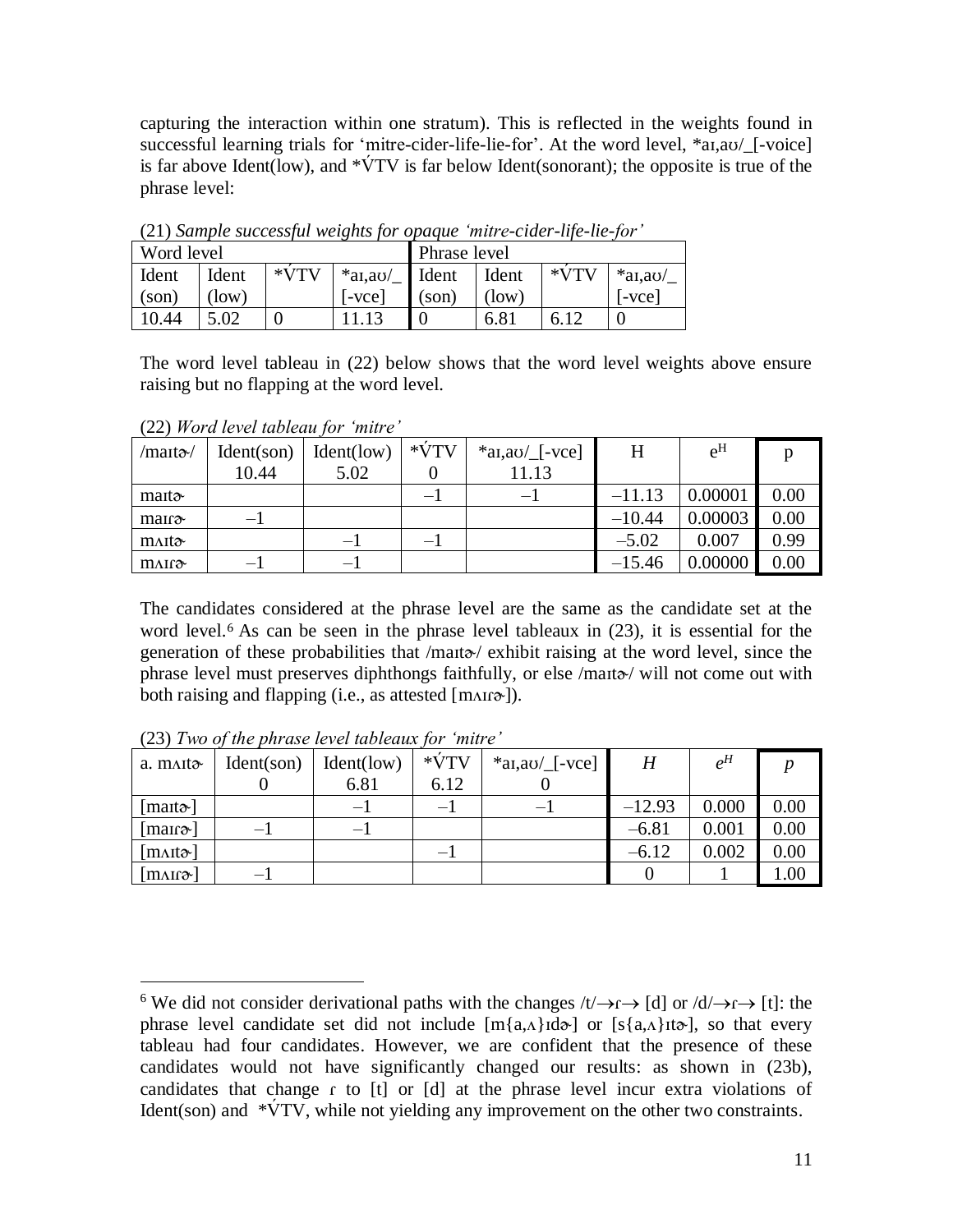capturing the interaction within one stratum). This is reflected in the weights found in successful learning trials for 'mitre-cider-life-lie-for'. At the word level, *aɪ,aʊ/_[-voice] is far above Ident(low), and *V́TV is far below Ident(sonorant); the opposite is true of the phrase level:

(21) *Sample successful weights for opaque 'mitre-cider-life-lie-for'*

| Word level | | | | Phrase level | | | |
|---|---|---|---|---|---|---|---|
| Ident (son) | Ident (low) | *V́TV | *aɪ,aʊ/_ [-vce] | Ident (son) | Ident (low) | *V́TV | *aɪ,aʊ/_ [-vce] |
| 10.44 | 5.02 | 0 | 11.13 | 0 | 6.81 | 6.12 | 0 |

The word level tableau in (22) below shows that the word level weights above ensure raising but no flapping at the word level.

(22) *Word level tableau for 'mitre'*

| /maɪtɚ/ | Ident(son) 10.44 | Ident(low) 5.02 | *V́TV 0 | *aɪ,aʊ/_[-vce] 11.13 | H | $e^H$ | p |
|---|---|---|---|---|---|---|---|
| maɪtɚ | | | –1 | –1 | –11.13 | 0.00001 | 0.00 |
| maɪɾɚ | –1 | | | | –10.44 | 0.00003 | 0.00 |
| mʌɪtɚ | | –1 | –1 | | –5.02 | 0.007 | 0.99 |
| mʌɪɾɚ | –1 | –1 | | | –15.46 | 0.00000 | 0.00 |

The candidates considered at the phrase level are the same as the candidate set at the word level.[6] As can be seen in the phrase level tableaux in (23), it is essential for the generation of these probabilities that /maɪtɚ/ exhibit raising at the word level, since the phrase level must preserves diphthongs faithfully, or else /maɪtɚ/ will not come out with both raising and flapping (i.e., as attested [mʌɪɾɚ]).

(23) *Two of the phrase level tableaux for 'mitre'*

| a. mʌɪtɚ | Ident(son) 0 | Ident(low) 6.81 | *V́TV 6.12 | *aɪ,aʊ/_[-vce] 0 | *H* | $e^H$ | *p* |
|---|---|---|---|---|---|---|---|
| [maɪtɚ] | | –1 | –1 | –1 | –12.93 | 0.000 | 0.00 |
| [maɪɾɚ] | –1 | –1 | | | –6.81 | 0.001 | 0.00 |
| [mʌɪtɚ] | | | –1 | | –6.12 | 0.002 | 0.00 |
| [mʌɪɾɚ] | –1 | | | | 0 | 1 | 1.00 |

[6] We did not consider derivational paths with the changes /t/→ɾ→ [d] or /d/→ɾ→ [t]: the phrase level candidate set did not include [m{a,ʌ}ɪdɚ] or [s{a,ʌ}ɪtɚ], so that every tableau had four candidates. However, we are confident that the presence of these candidates would not have significantly changed our results: as shown in (23b), candidates that change ɾ to [t] or [d] at the phrase level incur extra violations of Ident(son) and *V́TV, while not yielding any improvement on the other two constraints.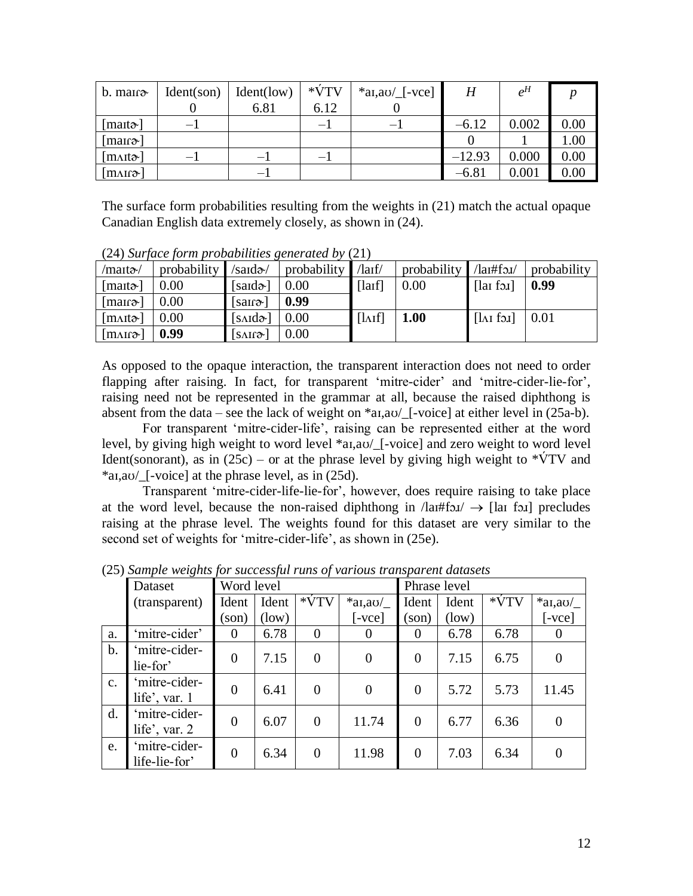| b. maɪɾɚ | Ident(son) 0 | Ident(low) 6.81 | *V́TV 6.12 | *aɪ,aʊ/_[-vce] 0 | *H* | $e^H$ | *p* |
|---|---|---|---|---|---|---|---|
| [maɪtɚ] | –1 | | –1 | –1 | –6.12 | 0.002 | 0.00 |
| [maɪɾɚ] | | | | | 0 | 1 | 1.00 |
| [mʌɪtɚ] | –1 | –1 | –1 | | –12.93 | 0.000 | 0.00 |
| [mʌɪɾɚ] | | –1 | | | –6.81 | 0.001 | 0.00 |

The surface form probabilities resulting from the weights in (21) match the actual opaque Canadian English data extremely closely, as shown in (24).

(24) *Surface form probabilities generated by* (21)

| /maɪtɚ/ | probability | /saɪdɚ/ | probability | /laɪf/ | probability | /laɪ#fɔɹ/ | probability |
|---|---|---|---|---|---|---|---|
| [maɪtɚ] | 0.00 | [saɪdɚ] | 0.00 | [laɪf] | 0.00 | [laɪ fɔɹ] | **0.99** |
| [maɪɾɚ] | 0.00 | [saɪɾɚ] | **0.99** | | | | |
| [mʌɪtɚ] | 0.00 | [sʌɪdɚ] | 0.00 | [lʌɪf] | **1.00** | [lʌɪ fɔɹ] | 0.01 |
| [mʌɪɾɚ] | **0.99** | [sʌɪɾɚ] | 0.00 | | | | |

As opposed to the opaque interaction, the transparent interaction does not need to order flapping after raising. In fact, for transparent 'mitre-cider' and 'mitre-cider-lie-for', raising need not be represented in the grammar at all, because the raised diphthong is absent from the data – see the lack of weight on *aɪ,aʊ/_[-voice] at either level in (25a-b).

For transparent 'mitre-cider-life', raising can be represented either at the word level, by giving high weight to word level *aɪ,aʊ/_[-voice] and zero weight to word level Ident(sonorant), as in (25c) – or at the phrase level by giving high weight to *V́TV and *aɪ,aʊ/_[-voice] at the phrase level, as in (25d).

Transparent 'mitre-cider-life-lie-for', however, does require raising to take place at the word level, because the non-raised diphthong in /laɪ#fɔɹ/ → [laɪ fɔɹ] precludes raising at the phrase level. The weights found for this dataset are very similar to the second set of weights for 'mitre-cider-life', as shown in (25e).

(25) *Sample weights for successful runs of various transparent datasets*

| | Dataset (transparent) | Word level | | | | Phrase level | | | |
|---|---|---|---|---|---|---|---|---|---|
| | | Ident (son) | Ident (low) | *V́TV | *aɪ,aʊ/_ [-vce] | Ident (son) | Ident (low) | *V́TV | *aɪ,aʊ/_ [-vce] |
| a. | 'mitre-cider' | 0 | 6.78 | 0 | 0 | 0 | 6.78 | 6.78 | 0 |
| b. | 'mitre-cider-lie-for' | 0 | 7.15 | 0 | 0 | 0 | 7.15 | 6.75 | 0 |
| c. | 'mitre-cider-life', var. 1 | 0 | 6.41 | 0 | 0 | 0 | 5.72 | 5.73 | 11.45 |
| d. | 'mitre-cider-life', var. 2 | 0 | 6.07 | 0 | 11.74 | 0 | 6.77 | 6.36 | 0 |
| e. | 'mitre-cider-life-lie-for' | 0 | 6.34 | 0 | 11.98 | 0 | 7.03 | 6.34 | 0 |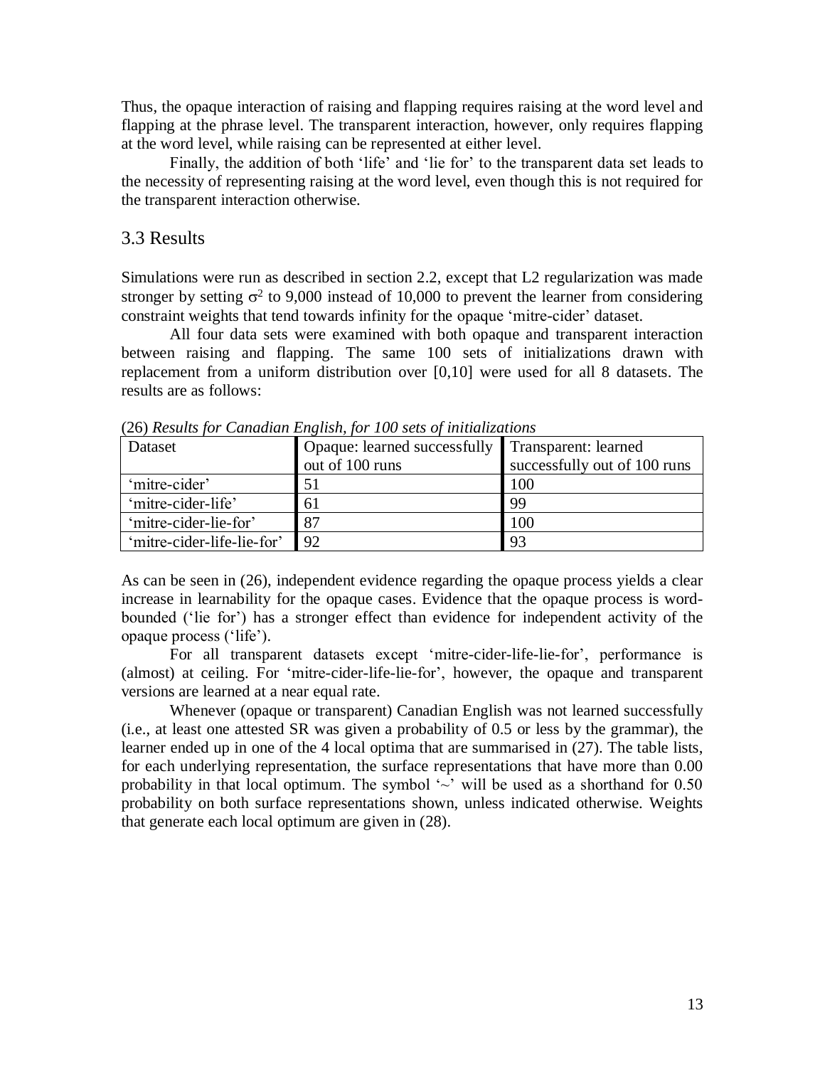Thus, the opaque interaction of raising and flapping requires raising at the word level and flapping at the phrase level. The transparent interaction, however, only requires flapping at the word level, while raising can be represented at either level.

Finally, the addition of both 'life' and 'lie for' to the transparent data set leads to the necessity of representing raising at the word level, even though this is not required for the transparent interaction otherwise.

## 3.3 Results

Simulations were run as described in section 2.2, except that L2 regularization was made stronger by setting $\sigma^2$ to 9,000 instead of 10,000 to prevent the learner from considering constraint weights that tend towards infinity for the opaque 'mitre-cider' dataset.

All four data sets were examined with both opaque and transparent interaction between raising and flapping. The same 100 sets of initializations drawn with replacement from a uniform distribution over [0,10] were used for all 8 datasets. The results are as follows:

(26) *Results for Canadian English, for 100 sets of initializations*

| Dataset | Opaque: learned successfully out of 100 runs | Transparent: learned successfully out of 100 runs |
|---|---|---|
| 'mitre-cider' | 51 | 100 |
| 'mitre-cider-life' | 61 | 99 |
| 'mitre-cider-lie-for' | 87 | 100 |
| 'mitre-cider-life-lie-for' | 92 | 93 |

As can be seen in (26), independent evidence regarding the opaque process yields a clear increase in learnability for the opaque cases. Evidence that the opaque process is word-bounded ('lie for') has a stronger effect than evidence for independent activity of the opaque process ('life').

For all transparent datasets except 'mitre-cider-life-lie-for', performance is (almost) at ceiling. For 'mitre-cider-life-lie-for', however, the opaque and transparent versions are learned at a near equal rate.

Whenever (opaque or transparent) Canadian English was not learned successfully (i.e., at least one attested SR was given a probability of 0.5 or less by the grammar), the learner ended up in one of the 4 local optima that are summarised in (27). The table lists, for each underlying representation, the surface representations that have more than 0.00 probability in that local optimum. The symbol '~' will be used as a shorthand for 0.50 probability on both surface representations shown, unless indicated otherwise. Weights that generate each local optimum are given in (28).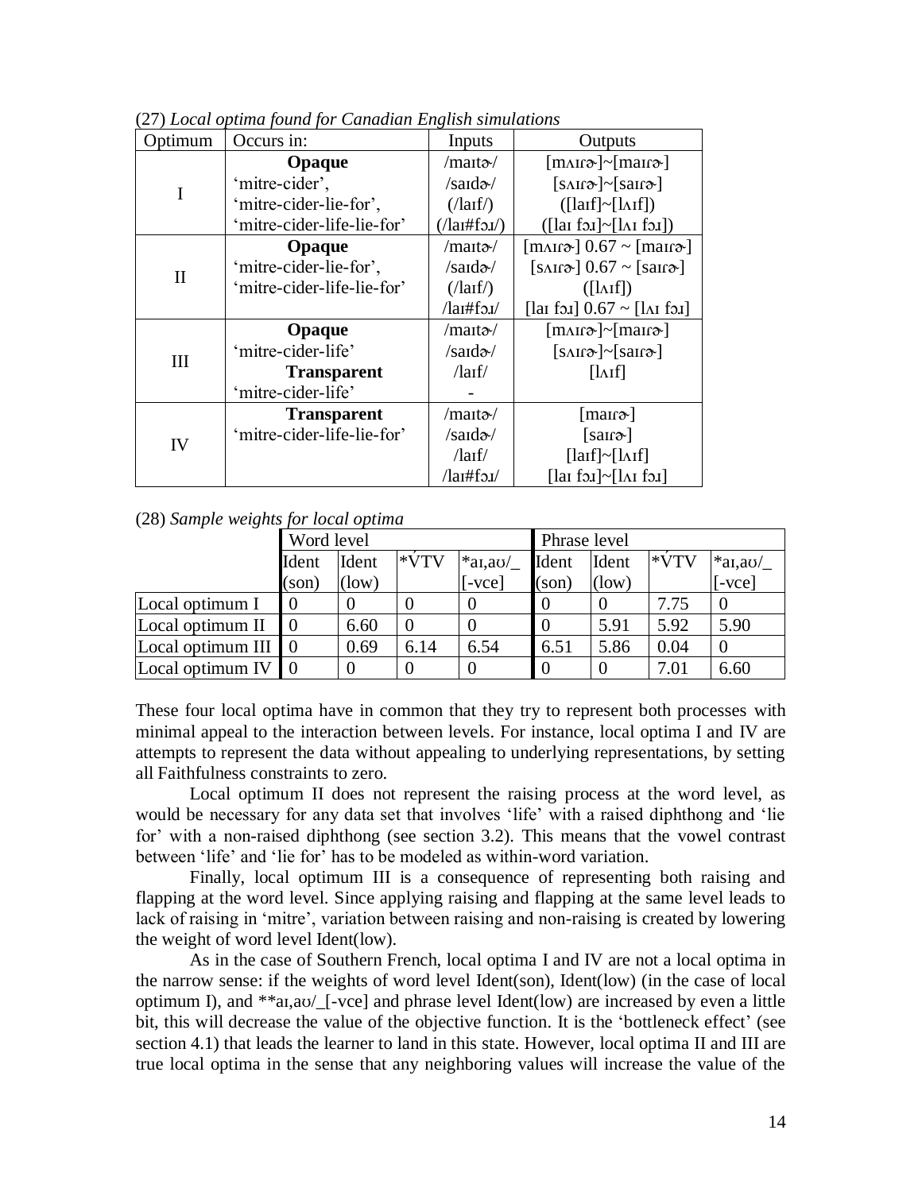(27) *Local optima found for Canadian English simulations*

| Optimum | Occurs in: | Inputs | Outputs |
|---|---|---|---|
| I | **Opaque** | /maɪtɚ/ | [mʌɪɾɚ]~[maɪɾɚ] |
| | 'mitre-cider', | /saɪdɚ/ | [sʌɪɾɚ]~[saɪɾɚ] |
| | 'mitre-cider-lie-for', | (/laɪf/) | ([laɪf]~[lʌɪf]) |
| | 'mitre-cider-life-lie-for' | (/laɪ#fɔɹ/) | ([laɪ fɔɹ]~[lʌɪ fɔɹ]) |
| II | **Opaque** | /maɪtɚ/ | [mʌɪɾɚ] 0.67 ~ [maɪɾɚ] |
| | 'mitre-cider-lie-for', | /saɪdɚ/ | [sʌɪɾɚ] 0.67 ~ [saɪɾɚ] |
| | 'mitre-cider-life-lie-for' | (/laɪf/) | ([lʌɪf]) |
| | | /laɪ#fɔɹ/ | [laɪ fɔɹ] 0.67 ~ [lʌɪ fɔɹ] |
| III | **Opaque** | /maɪtɚ/ | [mʌɪɾɚ]~[maɪɾɚ] |
| | 'mitre-cider-life' | /saɪdɚ/ | [sʌɪɾɚ]~[saɪɾɚ] |
| | **Transparent** | /laɪf/ | [lʌɪf] |
| | 'mitre-cider-life' | - | |
| IV | **Transparent** | /maɪtɚ/ | [maɪɾɚ] |
| | 'mitre-cider-life-lie-for' | /saɪdɚ/ | [saɪɾɚ] |
| | | /laɪf/ | [laɪf]~[lʌɪf] |
| | | /laɪ#fɔɹ/ | [laɪ fɔɹ]~[lʌɪ fɔɹ] |

(28) *Sample weights for local optima*

| | Word level | | | | Phrase level | | | |
|---|---|---|---|---|---|---|---|---|
| | Ident (son) | Ident (low) | *V́TV | *aɪ,aʊ/_ [-vce] | Ident (son) | Ident (low) | *V́TV | *aɪ,aʊ/_ [-vce] |
| Local optimum I | 0 | 0 | 0 | 0 | 0 | 0 | 7.75 | 0 |
| Local optimum II | 0 | 6.60 | 0 | 0 | 0 | 5.91 | 5.92 | 5.90 |
| Local optimum III | 0 | 0.69 | 6.14 | 6.54 | 6.51 | 5.86 | 0.04 | 0 |
| Local optimum IV | 0 | 0 | 0 | 0 | 0 | 0 | 7.01 | 6.60 |

These four local optima have in common that they try to represent both processes with minimal appeal to the interaction between levels. For instance, local optima I and IV are attempts to represent the data without appealing to underlying representations, by setting all Faithfulness constraints to zero.

Local optimum II does not represent the raising process at the word level, as would be necessary for any data set that involves 'life' with a raised diphthong and 'lie for' with a non-raised diphthong (see section 3.2). This means that the vowel contrast between 'life' and 'lie for' has to be modeled as within-word variation.

Finally, local optimum III is a consequence of representing both raising and flapping at the word level. Since applying raising and flapping at the same level leads to lack of raising in 'mitre', variation between raising and non-raising is created by lowering the weight of word level Ident(low).

As in the case of Southern French, local optima I and IV are not a local optima in the narrow sense: if the weights of word level Ident(son), Ident(low) (in the case of local optimum I), and **aɪ,aʊ/_[-vce] and phrase level Ident(low) are increased by even a little bit, this will decrease the value of the objective function. It is the 'bottleneck effect' (see section 4.1) that leads the learner to land in this state. However, local optima II and III are true local optima in the sense that any neighboring values will increase the value of the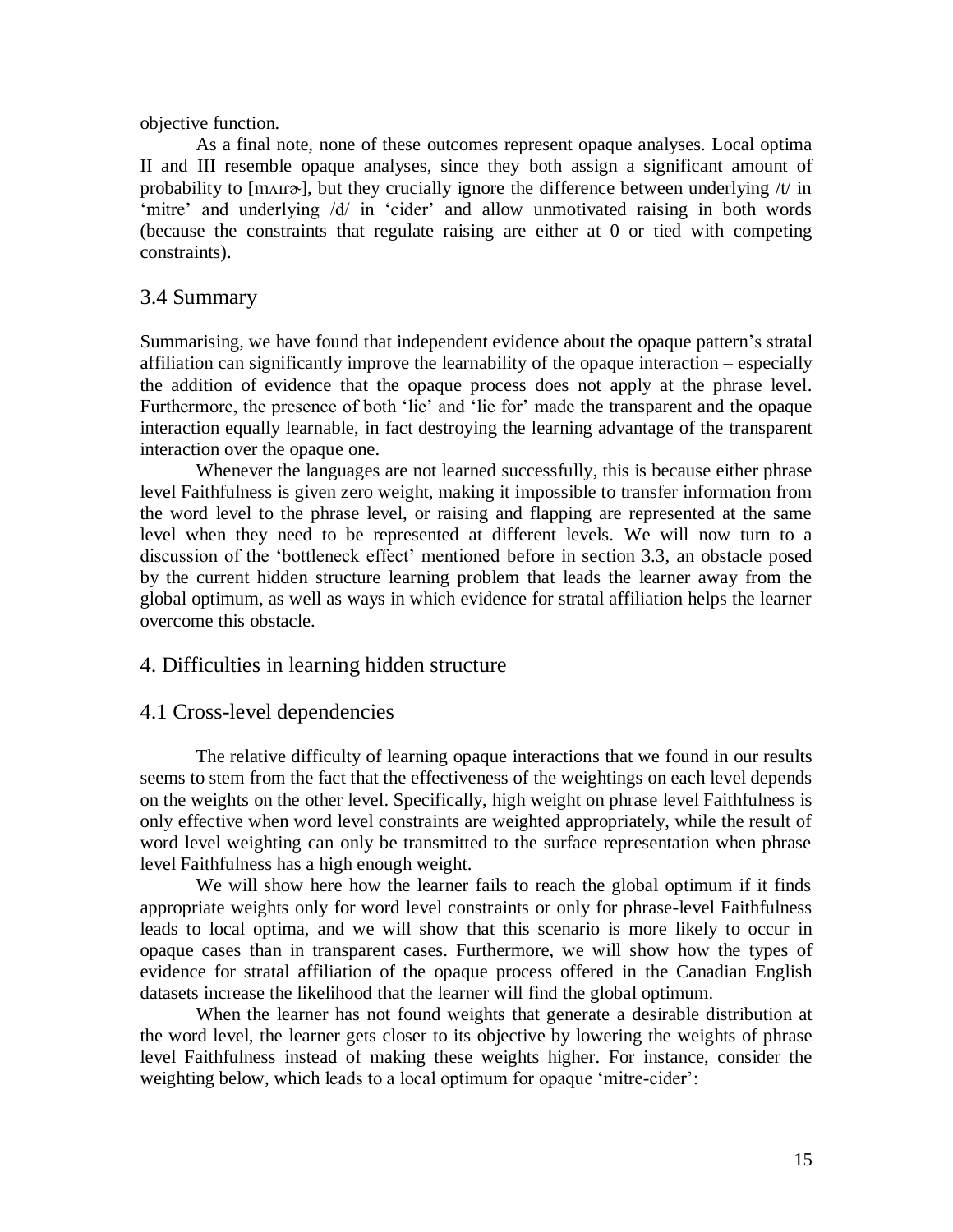objective function.

As a final note, none of these outcomes represent opaque analyses. Local optima II and III resemble opaque analyses, since they both assign a significant amount of probability to [mʌɪɾɚ], but they crucially ignore the difference between underlying /t/ in 'mitre' and underlying /d/ in 'cider' and allow unmotivated raising in both words (because the constraints that regulate raising are either at 0 or tied with competing constraints).

## 3.4 Summary

Summarising, we have found that independent evidence about the opaque pattern's stratal affiliation can significantly improve the learnability of the opaque interaction – especially the addition of evidence that the opaque process does not apply at the phrase level. Furthermore, the presence of both 'lie' and 'lie for' made the transparent and the opaque interaction equally learnable, in fact destroying the learning advantage of the transparent interaction over the opaque one.

Whenever the languages are not learned successfully, this is because either phrase level Faithfulness is given zero weight, making it impossible to transfer information from the word level to the phrase level, or raising and flapping are represented at the same level when they need to be represented at different levels. We will now turn to a discussion of the 'bottleneck effect' mentioned before in section 3.3, an obstacle posed by the current hidden structure learning problem that leads the learner away from the global optimum, as well as ways in which evidence for stratal affiliation helps the learner overcome this obstacle.

## 4. Difficulties in learning hidden structure

## 4.1 Cross-level dependencies

The relative difficulty of learning opaque interactions that we found in our results seems to stem from the fact that the effectiveness of the weightings on each level depends on the weights on the other level. Specifically, high weight on phrase level Faithfulness is only effective when word level constraints are weighted appropriately, while the result of word level weighting can only be transmitted to the surface representation when phrase level Faithfulness has a high enough weight.

We will show here how the learner fails to reach the global optimum if it finds appropriate weights only for word level constraints or only for phrase-level Faithfulness leads to local optima, and we will show that this scenario is more likely to occur in opaque cases than in transparent cases. Furthermore, we will show how the types of evidence for stratal affiliation of the opaque process offered in the Canadian English datasets increase the likelihood that the learner will find the global optimum.

When the learner has not found weights that generate a desirable distribution at the word level, the learner gets closer to its objective by lowering the weights of phrase level Faithfulness instead of making these weights higher. For instance, consider the weighting below, which leads to a local optimum for opaque 'mitre-cider':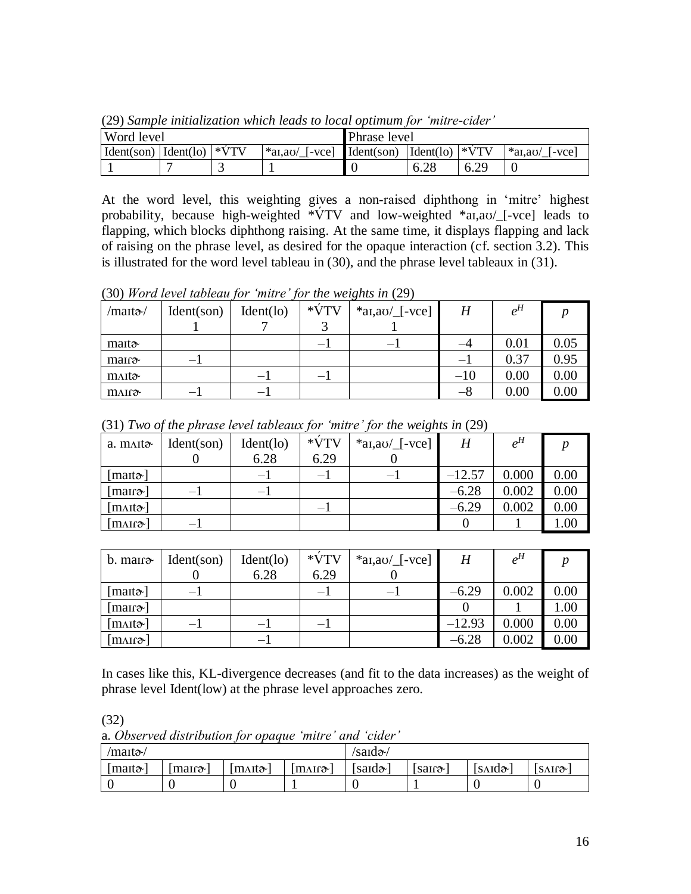(29) *Sample initialization which leads to local optimum for 'mitre-cider'*

| Word level | | | | Phrase level | | | |
|---|---|---|---|---|---|---|---|
| Ident(son) | Ident(lo) | *V́TV | *aɪ,aʊ/_[-vce] | Ident(son) | Ident(lo) | *V́TV | *aɪ,aʊ/_[-vce] |
| 1 | 7 | 3 | 1 | 0 | 6.28 | 6.29 | 0 |

At the word level, this weighting gives a non-raised diphthong in 'mitre' highest probability, because high-weighted *V́TV and low-weighted *aɪ,aʊ/_[-vce] leads to flapping, which blocks diphthong raising. At the same time, it displays flapping and lack of raising on the phrase level, as desired for the opaque interaction (cf. section 3.2). This is illustrated for the word level tableau in (30), and the phrase level tableaux in (31).

(30) *Word level tableau for 'mitre' for the weights in* (29)

| /maɪtɚ/ | Ident(son) 1 | Ident(lo) 7 | *V́TV 3 | *aɪ,aʊ/_[-vce] 1 | $H$ | $e^H$ | $p$ |
|---|---|---|---|---|---|---|---|
| maɪtɚ | | | –1 | –1 | –4 | 0.01 | 0.05 |
| maɪɾɚ | –1 | | | | –1 | 0.37 | 0.95 |
| mʌɪtɚ | | –1 | –1 | | –10 | 0.00 | 0.00 |
| mʌɪɾɚ | –1 | –1 | | | –8 | 0.00 | 0.00 |

(31) *Two of the phrase level tableaux for 'mitre' for the weights in* (29)

| a. mʌɪtɚ | Ident(son) 0 | Ident(lo) 6.28 | *V́TV 6.29 | *aɪ,aʊ/_[-vce] 0 | $H$ | $e^H$ | $p$ |
|---|---|---|---|---|---|---|---|
| [maɪtɚ] | | –1 | –1 | –1 | –12.57 | 0.000 | 0.00 |
| [maɪɾɚ] | –1 | –1 | | | –6.28 | 0.002 | 0.00 |
| [mʌɪtɚ] | | | –1 | | –6.29 | 0.002 | 0.00 |
| [mʌɪɾɚ] | –1 | | | | 0 | 1 | 1.00 |

| b. maɪɾɚ | Ident(son) 0 | Ident(lo) 6.28 | *V́TV 6.29 | *aɪ,aʊ/_[-vce] 0 | $H$ | $e^H$ | $p$ |
|---|---|---|---|---|---|---|---|
| [maɪtɚ] | –1 | | –1 | –1 | –6.29 | 0.002 | 0.00 |
| [maɪɾɚ] | | | | | 0 | 1 | 1.00 |
| [mʌɪtɚ] | –1 | –1 | –1 | | –12.93 | 0.000 | 0.00 |
| [mʌɪɾɚ] | | –1 | | | –6.28 | 0.002 | 0.00 |

In cases like this, KL-divergence decreases (and fit to the data increases) as the weight of phrase level Ident(low) at the phrase level approaches zero.

(32)

a. *Observed distribution for opaque 'mitre' and 'cider'*

| /maɪtɚ/ | | | | /saɪdɚ/ | | | |
|---|---|---|---|---|---|---|---|
| [maɪtɚ] | [maɪɾɚ] | [mʌɪtɚ] | [mʌɪɾɚ] | [saɪdɚ] | [saɪɾɚ] | [sʌɪdɚ] | [sʌɪɾɚ] |
| 0 | 0 | 0 | 1 | 0 | 1 | 0 | 0 |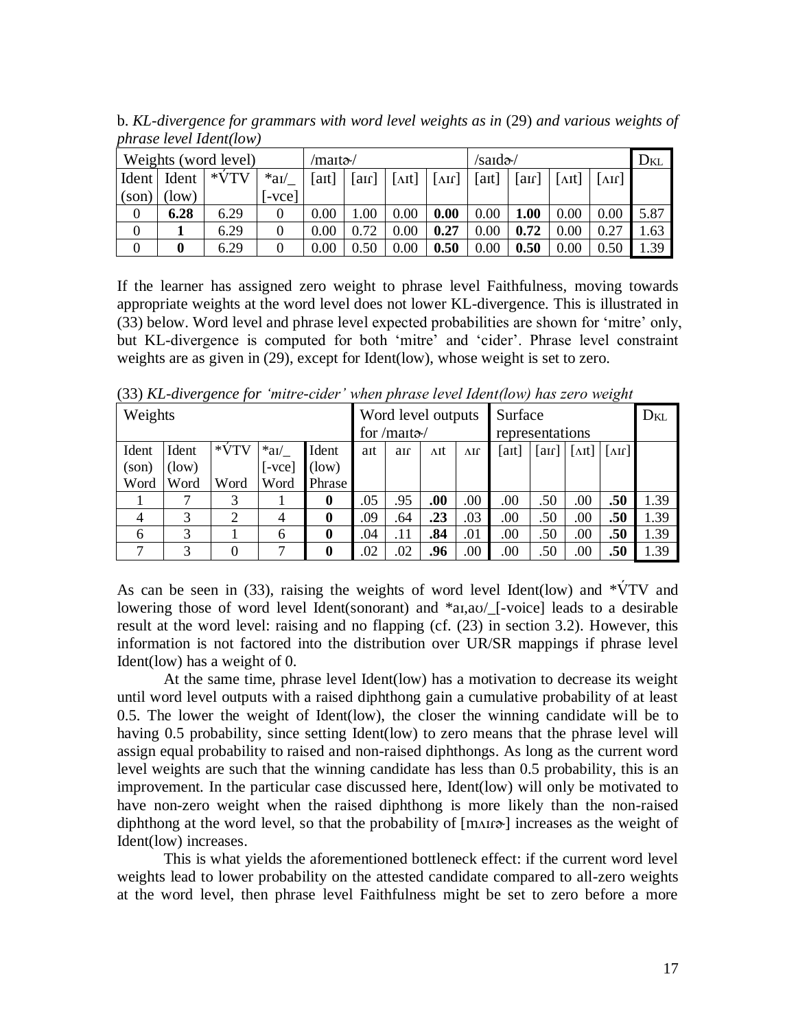b. *KL-divergence for grammars with word level weights as in* (29) *and various weights of phrase level Ident(low)*

| Weights (word level) | | | | /maɪtɚ/ | | | | /saɪdɚ/ | | | | $D_{KL}$ |
|---|---|---|---|---|---|---|---|---|---|---|---|---|
| Ident (son) | Ident (low) | *V́TV | *aɪ/_ [-vce] | [aɪt] | [aɪɾ] | [ʌɪt] | [ʌɪɾ] | [aɪt] | [aɪɾ] | [ʌɪt] | [ʌɪɾ] | |
| 0 | **6.28** | 6.29 | 0 | 0.00 | 1.00 | 0.00 | **0.00** | 0.00 | **1.00** | 0.00 | 0.00 | 5.87 |
| 0 | **1** | 6.29 | 0 | 0.00 | 0.72 | 0.00 | **0.27** | 0.00 | **0.72** | 0.00 | 0.27 | 1.63 |
| 0 | **0** | 6.29 | 0 | 0.00 | 0.50 | 0.00 | **0.50** | 0.00 | **0.50** | 0.00 | 0.50 | 1.39 |

If the learner has assigned zero weight to phrase level Faithfulness, moving towards appropriate weights at the word level does not lower KL-divergence. This is illustrated in (33) below. Word level and phrase level expected probabilities are shown for 'mitre' only, but KL-divergence is computed for both 'mitre' and 'cider'. Phrase level constraint weights are as given in (29), except for Ident(low), whose weight is set to zero.

(33) *KL-divergence for 'mitre-cider' when phrase level Ident(low) has zero weight*

| Weights | | | | | Word level outputs for /maɪtɚ/ | | | | Surface representations | | | | $D_{KL}$ |
|---|---|---|---|---|---|---|---|---|---|---|---|---|---|
| Ident (son) Word | Ident (low) Word | *V́TV Word | *aɪ/_ [-vce] Word | Ident (low) Phrase | aɪt | aɪɾ | ʌɪt | ʌɪɾ | [aɪt] | [aɪɾ] | [ʌɪt] | [ʌɪɾ] | |
| 1 | 7 | 3 | 1 | **0** | .05 | .95 | **.00** | .00 | .00 | .50 | .00 | **.50** | 1.39 |
| 4 | 3 | 2 | 4 | **0** | .09 | .64 | **.23** | .03 | .00 | .50 | .00 | **.50** | 1.39 |
| 6 | 3 | 1 | 6 | **0** | .04 | .11 | **.84** | .01 | .00 | .50 | .00 | **.50** | 1.39 |
| 7 | 3 | 0 | 7 | **0** | .02 | .02 | **.96** | .00 | .00 | .50 | .00 | **.50** | 1.39 |

As can be seen in (33), raising the weights of word level Ident(low) and *V́TV and lowering those of word level Ident(sonorant) and *aɪ,aʊ/_[-voice] leads to a desirable result at the word level: raising and no flapping (cf. (23) in section 3.2). However, this information is not factored into the distribution over UR/SR mappings if phrase level Ident(low) has a weight of 0.

At the same time, phrase level Ident(low) has a motivation to decrease its weight until word level outputs with a raised diphthong gain a cumulative probability of at least 0.5. The lower the weight of Ident(low), the closer the winning candidate will be to having 0.5 probability, since setting Ident(low) to zero means that the phrase level will assign equal probability to raised and non-raised diphthongs. As long as the current word level weights are such that the winning candidate has less than 0.5 probability, this is an improvement. In the particular case discussed here, Ident(low) will only be motivated to have non-zero weight when the raised diphthong is more likely than the non-raised diphthong at the word level, so that the probability of [mʌɪɾɚ] increases as the weight of Ident(low) increases.

This is what yields the aforementioned bottleneck effect: if the current word level weights lead to lower probability on the attested candidate compared to all-zero weights at the word level, then phrase level Faithfulness might be set to zero before a more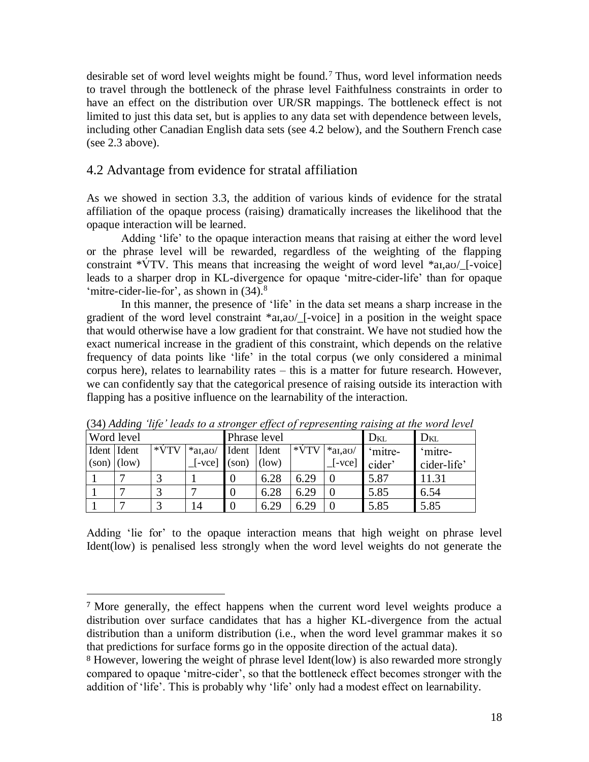desirable set of word level weights might be found.[7] Thus, word level information needs to travel through the bottleneck of the phrase level Faithfulness constraints in order to have an effect on the distribution over UR/SR mappings. The bottleneck effect is not limited to just this data set, but is applies to any data set with dependence between levels, including other Canadian English data sets (see 4.2 below), and the Southern French case (see 2.3 above).

## 4.2 Advantage from evidence for stratal affiliation

As we showed in section 3.3, the addition of various kinds of evidence for the stratal affiliation of the opaque process (raising) dramatically increases the likelihood that the opaque interaction will be learned.

Adding 'life' to the opaque interaction means that raising at either the word level or the phrase level will be rewarded, regardless of the weighting of the flapping constraint *V́TV. This means that increasing the weight of word level *aɪ,aʊ/_[-voice] leads to a sharper drop in KL-divergence for opaque 'mitre-cider-life' than for opaque 'mitre-cider-lie-for', as shown in (34).[8]

In this manner, the presence of 'life' in the data set means a sharp increase in the gradient of the word level constraint *aɪ,aʊ/_[-voice] in a position in the weight space that would otherwise have a low gradient for that constraint. We have not studied how the exact numerical increase in the gradient of this constraint, which depends on the relative frequency of data points like 'life' in the total corpus (we only considered a minimal corpus here), relates to learnability rates – this is a matter for future research. However, we can confidently say that the categorical presence of raising outside its interaction with flapping has a positive influence on the learnability of the interaction.

(34) *Adding 'life' leads to a stronger effect of representing raising at the word level*

| Word level | | | | Phrase level | | | | $D_{KL}$ | $D_{KL}$ |
|---|---|---|---|---|---|---|---|---|---|
| Ident (son) | Ident (low) | *V́TV | *aɪ,aʊ/ _[-vce] | Ident (son) | Ident (low) | *V́TV | *aɪ,aʊ/ _[-vce] | 'mitre-cider' | 'mitre-cider-life' |
| 1 | 7 | 3 | 1 | 0 | 6.28 | 6.29 | 0 | 5.87 | 11.31 |
| 1 | 7 | 3 | 7 | 0 | 6.28 | 6.29 | 0 | 5.85 | 6.54 |
| 1 | 7 | 3 | 14 | 0 | 6.29 | 6.29 | 0 | 5.85 | 5.85 |

Adding 'lie for' to the opaque interaction means that high weight on phrase level Ident(low) is penalised less strongly when the word level weights do not generate the

---

[7] More generally, the effect happens when the current word level weights produce a distribution over surface candidates that has a higher KL-divergence from the actual distribution than a uniform distribution (i.e., when the word level grammar makes it so that predictions for surface forms go in the opposite direction of the actual data).

[8] However, lowering the weight of phrase level Ident(low) is also rewarded more strongly compared to opaque 'mitre-cider', so that the bottleneck effect becomes stronger with the addition of 'life'. This is probably why 'life' only had a modest effect on learnability.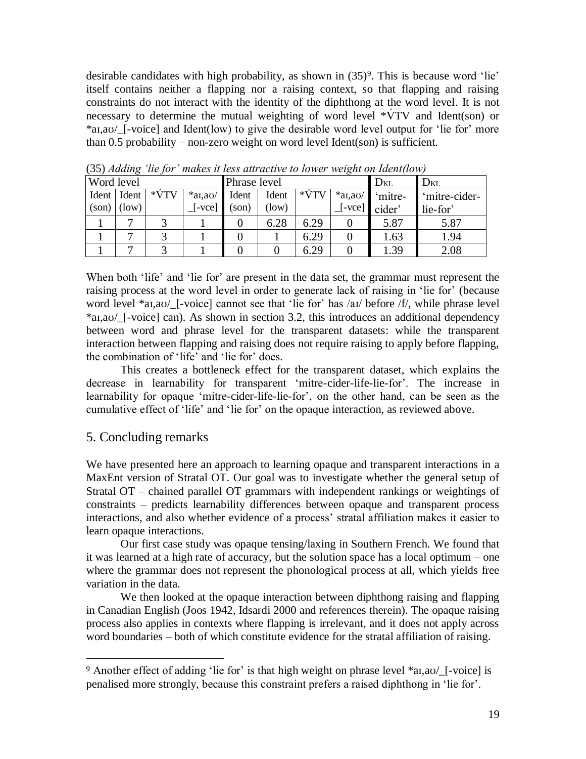desirable candidates with high probability, as shown in (35)[9]. This is because word 'lie' itself contains neither a flapping nor a raising context, so that flapping and raising constraints do not interact with the identity of the diphthong at the word level. It is not necessary to determine the mutual weighting of word level *V́TV and Ident(son) or *aɪ,aʊ/_[-voice] and Ident(low) to give the desirable word level output for 'lie for' more than 0.5 probability – non-zero weight on word level Ident(son) is sufficient.

(35) *Adding 'lie for' makes it less attractive to lower weight on Ident(low)*

| Word level | | | | Phrase level | | | | $D_{KL}$ | $D_{KL}$ |
|---|---|---|---|---|---|---|---|---|---|
| Ident (son) | Ident (low) | *V́TV | *aɪ,aʊ/ _[-vce] | Ident (son) | Ident (low) | *V́TV | *aɪ,aʊ/ _[-vce] | 'mitre-cider' | 'mitre-cider-lie-for' |
| 1 | 7 | 3 | 1 | 0 | 6.28 | 6.29 | 0 | 5.87 | 5.87 |
| 1 | 7 | 3 | 1 | 0 | 1 | 6.29 | 0 | 1.63 | 1.94 |
| 1 | 7 | 3 | 1 | 0 | 0 | 6.29 | 0 | 1.39 | 2.08 |

When both 'life' and 'lie for' are present in the data set, the grammar must represent the raising process at the word level in order to generate lack of raising in 'lie for' (because word level *aɪ,aʊ/_[-voice] cannot see that 'lie for' has /aɪ/ before /f/, while phrase level *aɪ,aʊ/_[-voice] can). As shown in section 3.2, this introduces an additional dependency between word and phrase level for the transparent datasets: while the transparent interaction between flapping and raising does not require raising to apply before flapping, the combination of 'life' and 'lie for' does.

This creates a bottleneck effect for the transparent dataset, which explains the decrease in learnability for transparent 'mitre-cider-life-lie-for'. The increase in learnability for opaque 'mitre-cider-life-lie-for', on the other hand, can be seen as the cumulative effect of 'life' and 'lie for' on the opaque interaction, as reviewed above.

## 5. Concluding remarks

We have presented here an approach to learning opaque and transparent interactions in a MaxEnt version of Stratal OT. Our goal was to investigate whether the general setup of Stratal OT – chained parallel OT grammars with independent rankings or weightings of constraints – predicts learnability differences between opaque and transparent process interactions, and also whether evidence of a process' stratal affiliation makes it easier to learn opaque interactions.

Our first case study was opaque tensing/laxing in Southern French. We found that it was learned at a high rate of accuracy, but the solution space has a local optimum – one where the grammar does not represent the phonological process at all, which yields free variation in the data.

We then looked at the opaque interaction between diphthong raising and flapping in Canadian English (Joos 1942, Idsardi 2000 and references therein). The opaque raising process also applies in contexts where flapping is irrelevant, and it does not apply across word boundaries – both of which constitute evidence for the stratal affiliation of raising.

[9] Another effect of adding 'lie for' is that high weight on phrase level *aɪ,aʊ/_[-voice] is penalised more strongly, because this constraint prefers a raised diphthong in 'lie for'.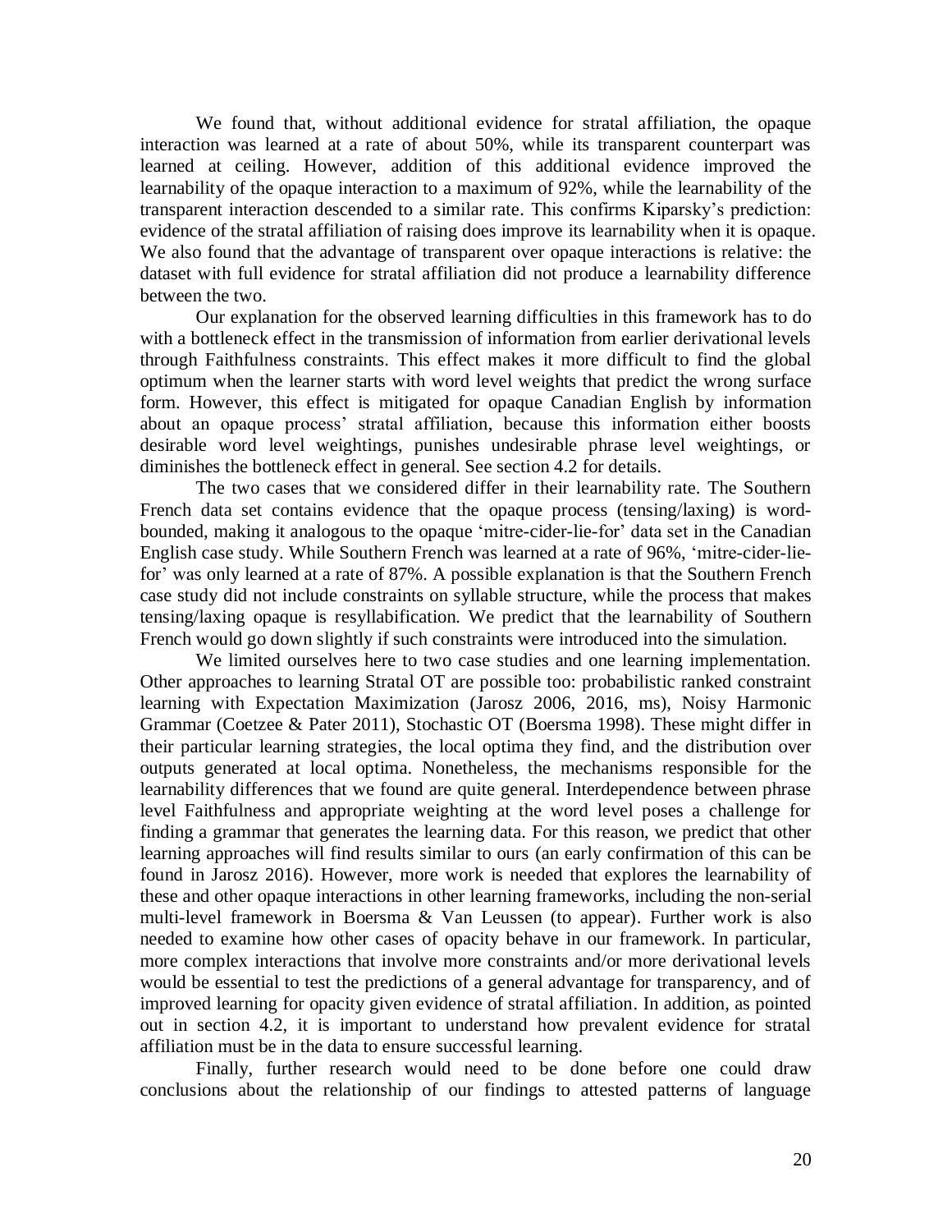We found that, without additional evidence for stratal affiliation, the opaque interaction was learned at a rate of about 50%, while its transparent counterpart was learned at ceiling. However, addition of this additional evidence improved the learnability of the opaque interaction to a maximum of 92%, while the learnability of the transparent interaction descended to a similar rate. This confirms Kiparsky's prediction: evidence of the stratal affiliation of raising does improve its learnability when it is opaque. We also found that the advantage of transparent over opaque interactions is relative: the dataset with full evidence for stratal affiliation did not produce a learnability difference between the two.

Our explanation for the observed learning difficulties in this framework has to do with a bottleneck effect in the transmission of information from earlier derivational levels through Faithfulness constraints. This effect makes it more difficult to find the global optimum when the learner starts with word level weights that predict the wrong surface form. However, this effect is mitigated for opaque Canadian English by information about an opaque process' stratal affiliation, because this information either boosts desirable word level weightings, punishes undesirable phrase level weightings, or diminishes the bottleneck effect in general. See section 4.2 for details.

The two cases that we considered differ in their learnability rate. The Southern French data set contains evidence that the opaque process (tensing/laxing) is word-bounded, making it analogous to the opaque 'mitre-cider-lie-for' data set in the Canadian English case study. While Southern French was learned at a rate of 96%, 'mitre-cider-lie-for' was only learned at a rate of 87%. A possible explanation is that the Southern French case study did not include constraints on syllable structure, while the process that makes tensing/laxing opaque is resyllabification. We predict that the learnability of Southern French would go down slightly if such constraints were introduced into the simulation.

We limited ourselves here to two case studies and one learning implementation. Other approaches to learning Stratal OT are possible too: probabilistic ranked constraint learning with Expectation Maximization (Jarosz 2006, 2016, ms), Noisy Harmonic Grammar (Coetzee & Pater 2011), Stochastic OT (Boersma 1998). These might differ in their particular learning strategies, the local optima they find, and the distribution over outputs generated at local optima. Nonetheless, the mechanisms responsible for the learnability differences that we found are quite general. Interdependence between phrase level Faithfulness and appropriate weighting at the word level poses a challenge for finding a grammar that generates the learning data. For this reason, we predict that other learning approaches will find results similar to ours (an early confirmation of this can be found in Jarosz 2016). However, more work is needed that explores the learnability of these and other opaque interactions in other learning frameworks, including the non-serial multi-level framework in Boersma & Van Leussen (to appear). Further work is also needed to examine how other cases of opacity behave in our framework. In particular, more complex interactions that involve more constraints and/or more derivational levels would be essential to test the predictions of a general advantage for transparency, and of improved learning for opacity given evidence of stratal affiliation. In addition, as pointed out in section 4.2, it is important to understand how prevalent evidence for stratal affiliation must be in the data to ensure successful learning.

Finally, further research would need to be done before one could draw conclusions about the relationship of our findings to attested patterns of language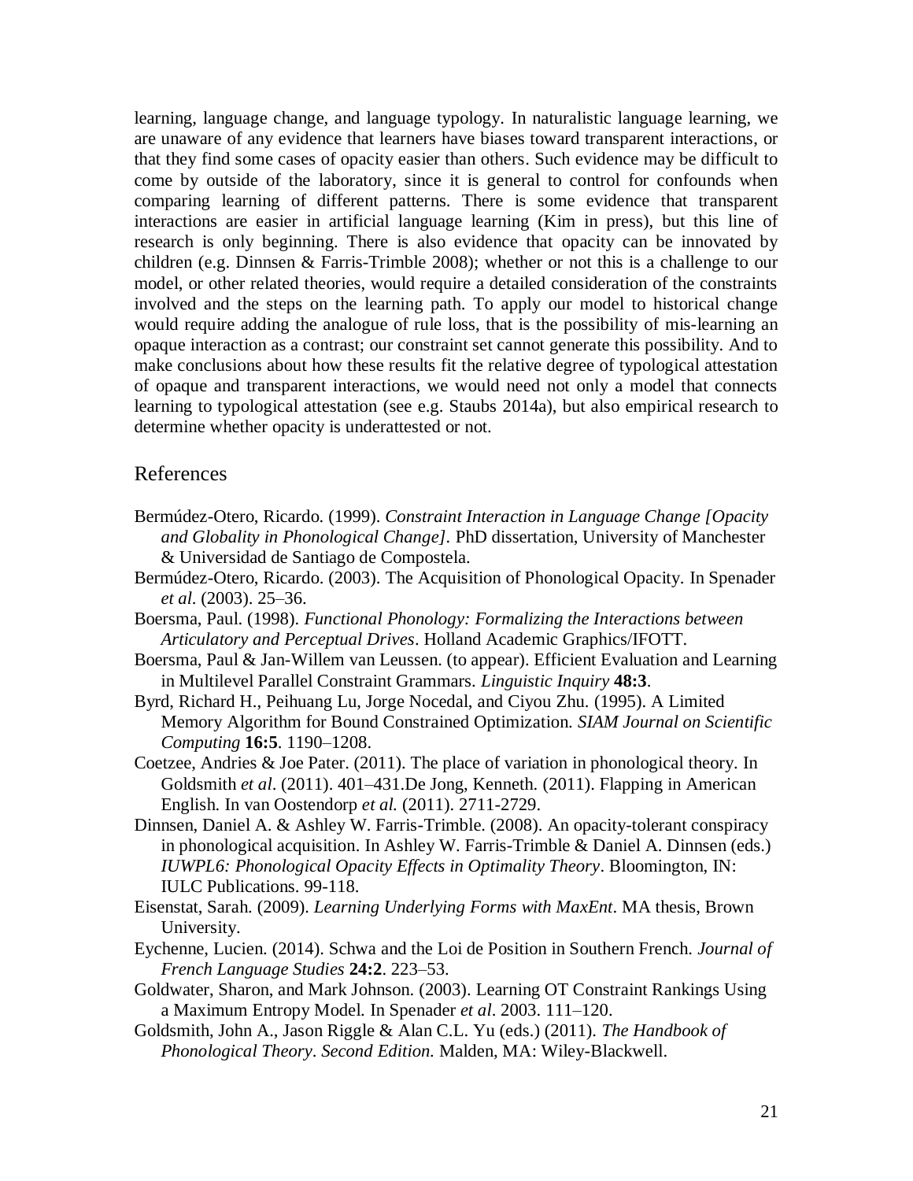learning, language change, and language typology. In naturalistic language learning, we are unaware of any evidence that learners have biases toward transparent interactions, or that they find some cases of opacity easier than others. Such evidence may be difficult to come by outside of the laboratory, since it is general to control for confounds when comparing learning of different patterns. There is some evidence that transparent interactions are easier in artificial language learning (Kim in press), but this line of research is only beginning. There is also evidence that opacity can be innovated by children (e.g. Dinnsen & Farris-Trimble 2008); whether or not this is a challenge to our model, or other related theories, would require a detailed consideration of the constraints involved and the steps on the learning path. To apply our model to historical change would require adding the analogue of rule loss, that is the possibility of mis-learning an opaque interaction as a contrast; our constraint set cannot generate this possibility. And to make conclusions about how these results fit the relative degree of typological attestation of opaque and transparent interactions, we would need not only a model that connects learning to typological attestation (see e.g. Staubs 2014a), but also empirical research to determine whether opacity is underattested or not.

## References

Bermúdez-Otero, Ricardo. (1999). *Constraint Interaction in Language Change [Opacity and Globality in Phonological Change]*. PhD dissertation, University of Manchester & Universidad de Santiago de Compostela.

Bermúdez-Otero, Ricardo. (2003). The Acquisition of Phonological Opacity. In Spenader *et al*. (2003). 25–36.

Boersma, Paul. (1998). *Functional Phonology: Formalizing the Interactions between Articulatory and Perceptual Drives*. Holland Academic Graphics/IFOTT.

Boersma, Paul & Jan-Willem van Leussen. (to appear). Efficient Evaluation and Learning in Multilevel Parallel Constraint Grammars. *Linguistic Inquiry* **48:3**.

Byrd, Richard H., Peihuang Lu, Jorge Nocedal, and Ciyou Zhu. (1995). A Limited Memory Algorithm for Bound Constrained Optimization. *SIAM Journal on Scientific Computing* **16:5**. 1190–1208.

Coetzee, Andries & Joe Pater. (2011). The place of variation in phonological theory. In Goldsmith *et al*. (2011). 401–431.De Jong, Kenneth. (2011). Flapping in American English. In van Oostendorp *et al.* (2011). 2711-2729.

Dinnsen, Daniel A. & Ashley W. Farris-Trimble. (2008). An opacity-tolerant conspiracy in phonological acquisition. In Ashley W. Farris-Trimble & Daniel A. Dinnsen (eds.) *IUWPL6: Phonological Opacity Effects in Optimality Theory*. Bloomington, IN: IULC Publications. 99-118.

Eisenstat, Sarah. (2009). *Learning Underlying Forms with MaxEnt*. MA thesis, Brown University.

Eychenne, Lucien. (2014). Schwa and the Loi de Position in Southern French. *Journal of French Language Studies* **24:2**. 223–53.

Goldwater, Sharon, and Mark Johnson. (2003). Learning OT Constraint Rankings Using a Maximum Entropy Model. In Spenader *et al*. 2003. 111–120.

Goldsmith, John A., Jason Riggle & Alan C.L. Yu (eds.) (2011). *The Handbook of Phonological Theory. Second Edition.* Malden, MA: Wiley-Blackwell.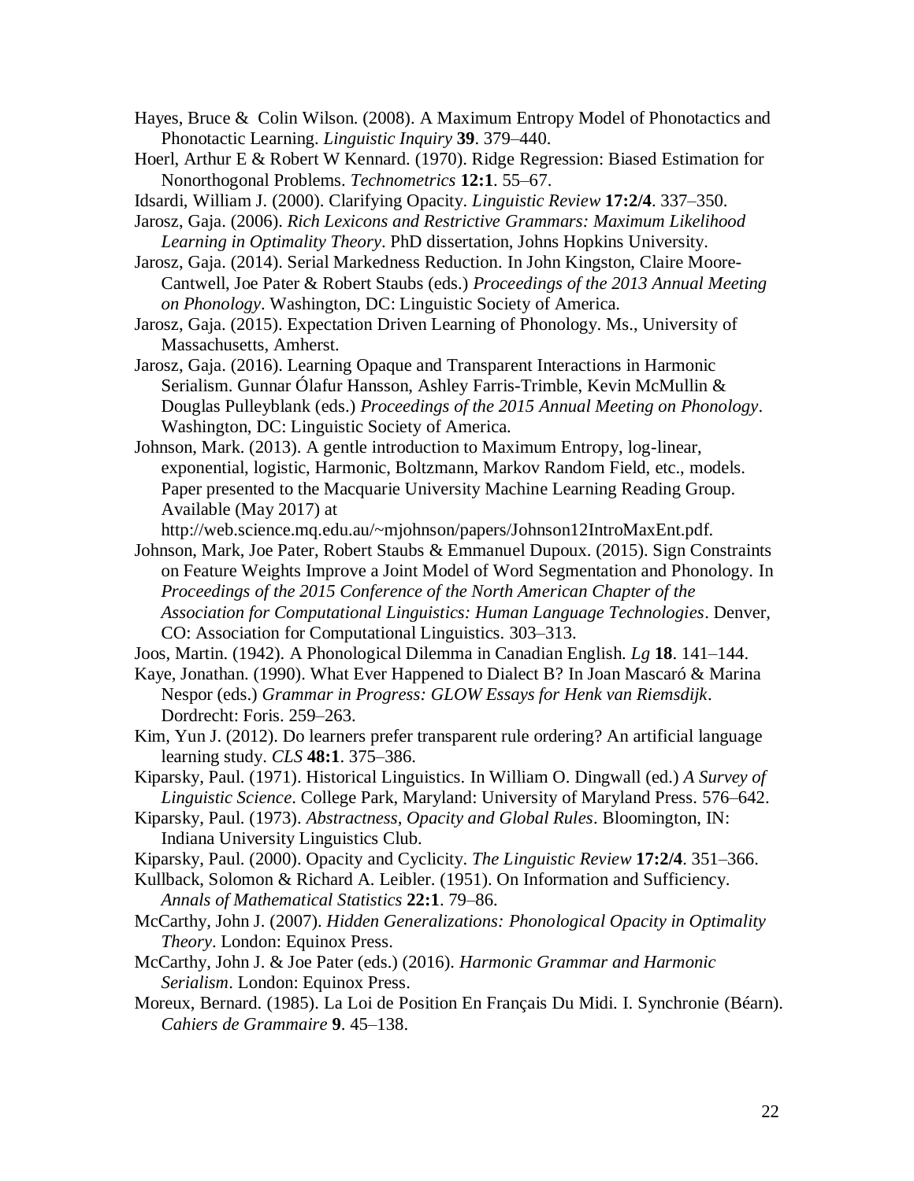Hayes, Bruce & Colin Wilson. (2008). A Maximum Entropy Model of Phonotactics and Phonotactic Learning. *Linguistic Inquiry* **39**. 379–440.

Hoerl, Arthur E & Robert W Kennard. (1970). Ridge Regression: Biased Estimation for Nonorthogonal Problems. *Technometrics* **12:1**. 55–67.

Idsardi, William J. (2000). Clarifying Opacity. *Linguistic Review* **17:2/4**. 337–350.

Jarosz, Gaja. (2006). *Rich Lexicons and Restrictive Grammars: Maximum Likelihood Learning in Optimality Theory*. PhD dissertation, Johns Hopkins University.

Jarosz, Gaja. (2014). Serial Markedness Reduction. In John Kingston, Claire Moore-Cantwell, Joe Pater & Robert Staubs (eds.) *Proceedings of the 2013 Annual Meeting on Phonology*. Washington, DC: Linguistic Society of America.

Jarosz, Gaja. (2015). Expectation Driven Learning of Phonology. Ms., University of Massachusetts, Amherst.

Jarosz, Gaja. (2016). Learning Opaque and Transparent Interactions in Harmonic Serialism. Gunnar Ólafur Hansson, Ashley Farris-Trimble, Kevin McMullin & Douglas Pulleyblank (eds.) *Proceedings of the 2015 Annual Meeting on Phonology*. Washington, DC: Linguistic Society of America.

Johnson, Mark. (2013). A gentle introduction to Maximum Entropy, log-linear, exponential, logistic, Harmonic, Boltzmann, Markov Random Field, etc., models. Paper presented to the Macquarie University Machine Learning Reading Group. Available (May 2017) at http://web.science.mq.edu.au/~mjohnson/papers/Johnson12IntroMaxEnt.pdf.

Johnson, Mark, Joe Pater, Robert Staubs & Emmanuel Dupoux. (2015). Sign Constraints on Feature Weights Improve a Joint Model of Word Segmentation and Phonology. In *Proceedings of the 2015 Conference of the North American Chapter of the Association for Computational Linguistics: Human Language Technologies*. Denver, CO: Association for Computational Linguistics. 303–313.

Joos, Martin. (1942). A Phonological Dilemma in Canadian English. *Lg* **18**. 141–144.

Kaye, Jonathan. (1990). What Ever Happened to Dialect B? In Joan Mascaró & Marina Nespor (eds.) *Grammar in Progress: GLOW Essays for Henk van Riemsdijk*. Dordrecht: Foris. 259–263.

Kim, Yun J. (2012). Do learners prefer transparent rule ordering? An artificial language learning study. *CLS* **48:1**. 375–386.

Kiparsky, Paul. (1971). Historical Linguistics. In William O. Dingwall (ed.) *A Survey of Linguistic Science*. College Park, Maryland: University of Maryland Press. 576–642.

Kiparsky, Paul. (1973). *Abstractness, Opacity and Global Rules*. Bloomington, IN: Indiana University Linguistics Club.

Kiparsky, Paul. (2000). Opacity and Cyclicity. *The Linguistic Review* **17:2/4**. 351–366.

Kullback, Solomon & Richard A. Leibler. (1951). On Information and Sufficiency. *Annals of Mathematical Statistics* **22:1**. 79–86.

McCarthy, John J. (2007). *Hidden Generalizations: Phonological Opacity in Optimality Theory*. London: Equinox Press.

McCarthy, John J. & Joe Pater (eds.) (2016). *Harmonic Grammar and Harmonic Serialism*. London: Equinox Press.

Moreux, Bernard. (1985). La Loi de Position En Français Du Midi. I. Synchronie (Béarn). *Cahiers de Grammaire* **9**. 45–138.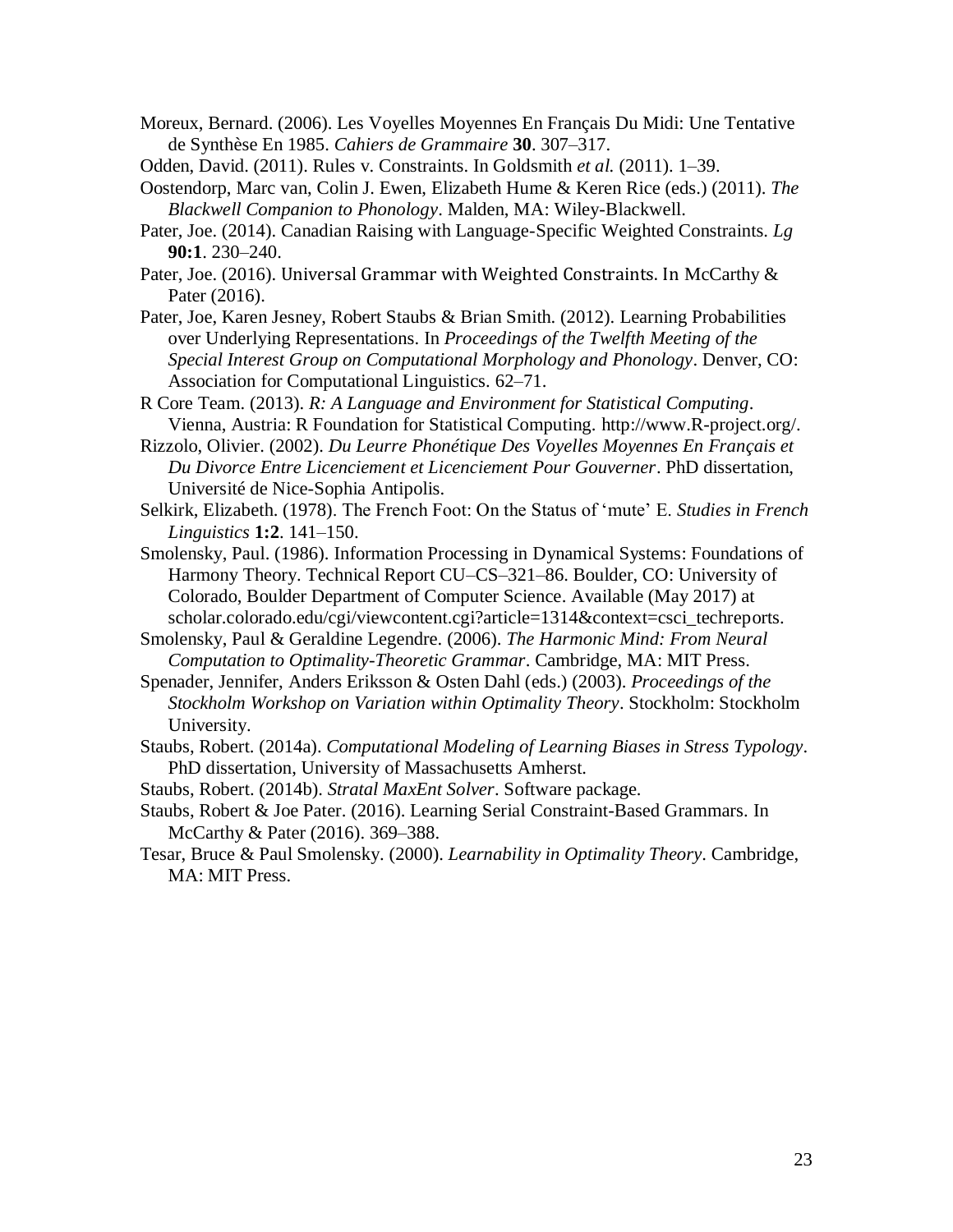Moreux, Bernard. (2006). Les Voyelles Moyennes En Français Du Midi: Une Tentative de Synthèse En 1985. *Cahiers de Grammaire* **30**. 307–317.

Odden, David. (2011). Rules v. Constraints. In Goldsmith *et al.* (2011). 1–39.

Oostendorp, Marc van, Colin J. Ewen, Elizabeth Hume & Keren Rice (eds.) (2011). *The Blackwell Companion to Phonology*. Malden, MA: Wiley-Blackwell.

Pater, Joe. (2014). Canadian Raising with Language-Specific Weighted Constraints. *Lg* **90:1**. 230–240.

Pater, Joe. (2016). Universal Grammar with Weighted Constraints. In McCarthy & Pater (2016).

Pater, Joe, Karen Jesney, Robert Staubs & Brian Smith. (2012). Learning Probabilities over Underlying Representations. In *Proceedings of the Twelfth Meeting of the Special Interest Group on Computational Morphology and Phonology*. Denver, CO: Association for Computational Linguistics. 62–71.

R Core Team. (2013). *R: A Language and Environment for Statistical Computing*. Vienna, Austria: R Foundation for Statistical Computing. http://www.R-project.org/.

Rizzolo, Olivier. (2002). *Du Leurre Phonétique Des Voyelles Moyennes En Français et Du Divorce Entre Licenciement et Licenciement Pour Gouverner*. PhD dissertation, Université de Nice-Sophia Antipolis.

Selkirk, Elizabeth. (1978). The French Foot: On the Status of 'mute' E. *Studies in French Linguistics* **1:2**. 141–150.

Smolensky, Paul. (1986). Information Processing in Dynamical Systems: Foundations of Harmony Theory. Technical Report CU–CS–321–86. Boulder, CO: University of Colorado, Boulder Department of Computer Science. Available (May 2017) at scholar.colorado.edu/cgi/viewcontent.cgi?article=1314&context=csci_techreports.

Smolensky, Paul & Geraldine Legendre. (2006). *The Harmonic Mind: From Neural Computation to Optimality-Theoretic Grammar*. Cambridge, MA: MIT Press.

Spenader, Jennifer, Anders Eriksson & Osten Dahl (eds.) (2003). *Proceedings of the Stockholm Workshop on Variation within Optimality Theory*. Stockholm: Stockholm University.

Staubs, Robert. (2014a). *Computational Modeling of Learning Biases in Stress Typology*. PhD dissertation, University of Massachusetts Amherst.

Staubs, Robert. (2014b). *Stratal MaxEnt Solver*. Software package.

Staubs, Robert & Joe Pater. (2016). Learning Serial Constraint-Based Grammars. In McCarthy & Pater (2016). 369–388.

Tesar, Bruce & Paul Smolensky. (2000). *Learnability in Optimality Theory*. Cambridge, MA: MIT Press.